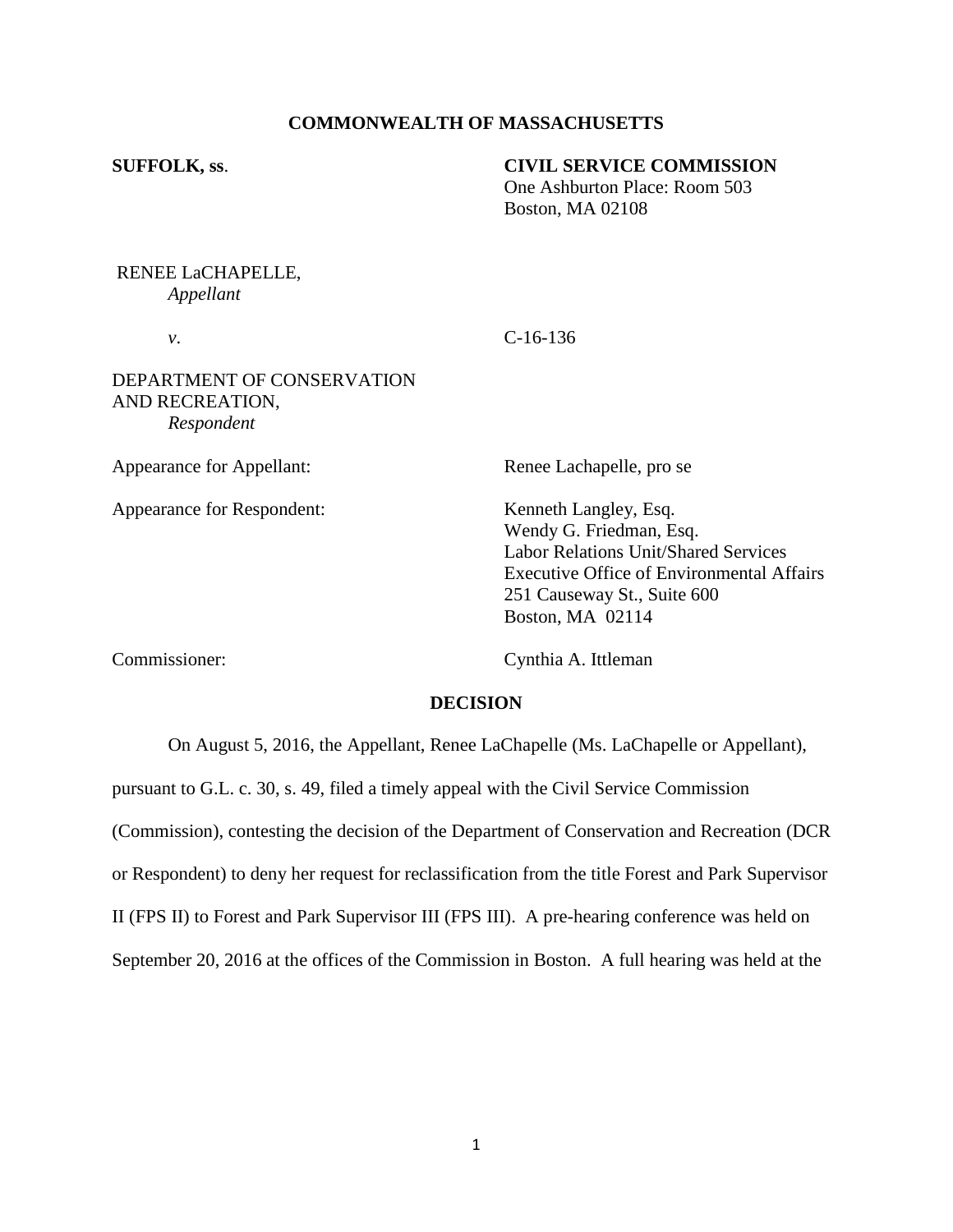**COMMONWEALTH OF MASSACHUSETTS**

**SUFFOLK, ss.**

**CIVIL SERVICE COMMISSION**
One Ashburton Place: Room 503
Boston, MA 02108

RENEE LaCHAPELLE,
*Appellant*

*v.*

C-16-136

DEPARTMENT OF CONSERVATION AND RECREATION,
*Respondent*

Appearance for Appellant: Renee Lachapelle, pro se

Appearance for Respondent: Kenneth Langley, Esq.
Wendy G. Friedman, Esq.
Labor Relations Unit/Shared Services
Executive Office of Environmental Affairs
251 Causeway St., Suite 600
Boston, MA 02114

Commissioner: Cynthia A. Ittleman

**DECISION**

On August 5, 2016, the Appellant, Renee LaChapelle (Ms. LaChapelle or Appellant), pursuant to G.L. c. 30, s. 49, filed a timely appeal with the Civil Service Commission (Commission), contesting the decision of the Department of Conservation and Recreation (DCR or Respondent) to deny her request for reclassification from the title Forest and Park Supervisor II (FPS II) to Forest and Park Supervisor III (FPS III). A pre-hearing conference was held on September 20, 2016 at the offices of the Commission in Boston. A full hearing was held at the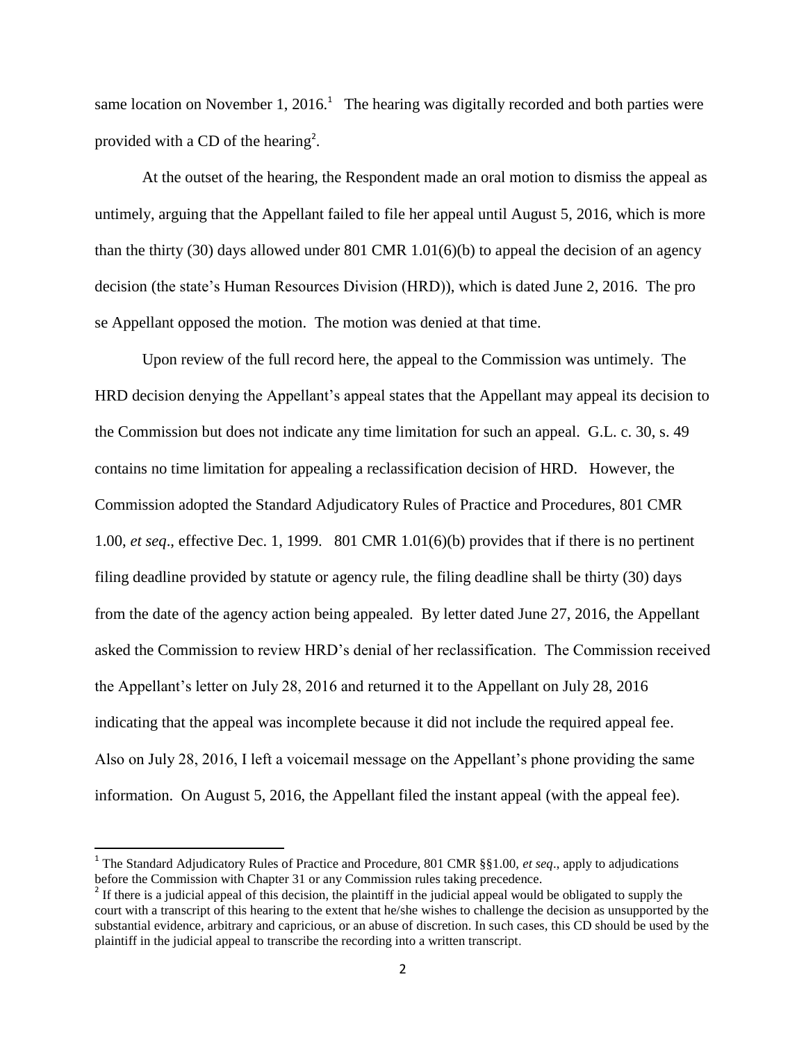same location on November 1, 2016.[1] The hearing was digitally recorded and both parties were provided with a CD of the hearing[2].

At the outset of the hearing, the Respondent made an oral motion to dismiss the appeal as untimely, arguing that the Appellant failed to file her appeal until August 5, 2016, which is more than the thirty (30) days allowed under 801 CMR 1.01(6)(b) to appeal the decision of an agency decision (the state's Human Resources Division (HRD)), which is dated June 2, 2016. The pro se Appellant opposed the motion. The motion was denied at that time.

Upon review of the full record here, the appeal to the Commission was untimely. The HRD decision denying the Appellant's appeal states that the Appellant may appeal its decision to the Commission but does not indicate any time limitation for such an appeal. G.L. c. 30, s. 49 contains no time limitation for appealing a reclassification decision of HRD. However, the Commission adopted the Standard Adjudicatory Rules of Practice and Procedures, 801 CMR 1.00, *et seq*., effective Dec. 1, 1999. 801 CMR 1.01(6)(b) provides that if there is no pertinent filing deadline provided by statute or agency rule, the filing deadline shall be thirty (30) days from the date of the agency action being appealed. By letter dated June 27, 2016, the Appellant asked the Commission to review HRD's denial of her reclassification. The Commission received the Appellant's letter on July 28, 2016 and returned it to the Appellant on July 28, 2016 indicating that the appeal was incomplete because it did not include the required appeal fee. Also on July 28, 2016, I left a voicemail message on the Appellant's phone providing the same information. On August 5, 2016, the Appellant filed the instant appeal (with the appeal fee).

---

[1] The Standard Adjudicatory Rules of Practice and Procedure, 801 CMR §§1.00, *et seq*., apply to adjudications before the Commission with Chapter 31 or any Commission rules taking precedence.

[2] If there is a judicial appeal of this decision, the plaintiff in the judicial appeal would be obligated to supply the court with a transcript of this hearing to the extent that he/she wishes to challenge the decision as unsupported by the substantial evidence, arbitrary and capricious, or an abuse of discretion. In such cases, this CD should be used by the plaintiff in the judicial appeal to transcribe the recording into a written transcript.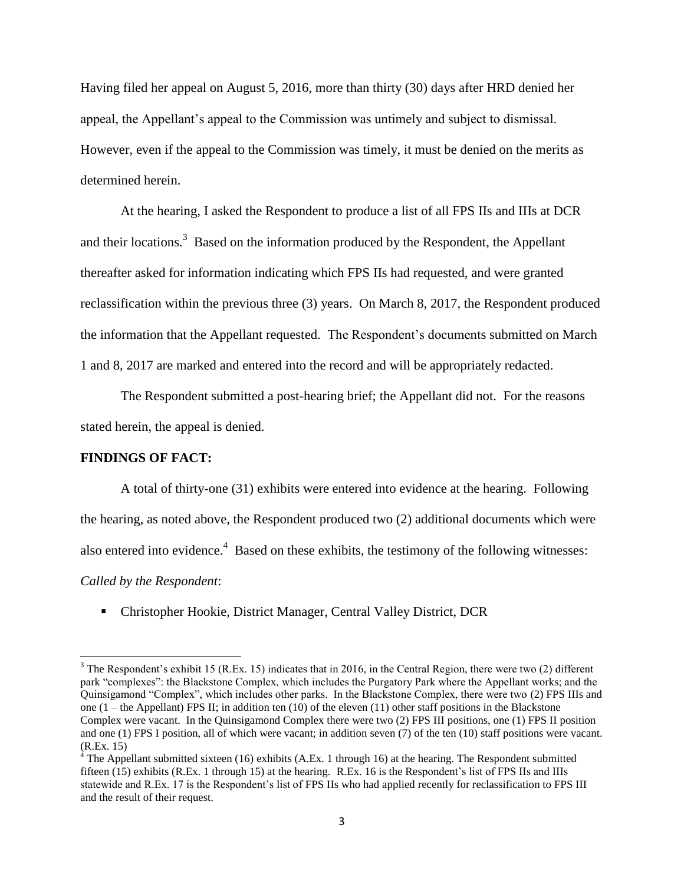Having filed her appeal on August 5, 2016, more than thirty (30) days after HRD denied her appeal, the Appellant's appeal to the Commission was untimely and subject to dismissal. However, even if the appeal to the Commission was timely, it must be denied on the merits as determined herein.

At the hearing, I asked the Respondent to produce a list of all FPS IIs and IIIs at DCR and their locations.[3] Based on the information produced by the Respondent, the Appellant thereafter asked for information indicating which FPS IIs had requested, and were granted reclassification within the previous three (3) years. On March 8, 2017, the Respondent produced the information that the Appellant requested. The Respondent's documents submitted on March 1 and 8, 2017 are marked and entered into the record and will be appropriately redacted.

The Respondent submitted a post-hearing brief; the Appellant did not. For the reasons stated herein, the appeal is denied.

**FINDINGS OF FACT:**

A total of thirty-one (31) exhibits were entered into evidence at the hearing. Following the hearing, as noted above, the Respondent produced two (2) additional documents which were also entered into evidence.[4] Based on these exhibits, the testimony of the following witnesses:

*Called by the Respondent*:

- Christopher Hookie, District Manager, Central Valley District, DCR

---

[3] The Respondent's exhibit 15 (R.Ex. 15) indicates that in 2016, in the Central Region, there were two (2) different park "complexes": the Blackstone Complex, which includes the Purgatory Park where the Appellant works; and the Quinsigamond "Complex", which includes other parks. In the Blackstone Complex, there were two (2) FPS IIIs and one (1 – the Appellant) FPS II; in addition ten (10) of the eleven (11) other staff positions in the Blackstone Complex were vacant. In the Quinsigamond Complex there were two (2) FPS III positions, one (1) FPS II position and one (1) FPS I position, all of which were vacant; in addition seven (7) of the ten (10) staff positions were vacant. (R.Ex. 15)

[4] The Appellant submitted sixteen (16) exhibits (A.Ex. 1 through 16) at the hearing. The Respondent submitted fifteen (15) exhibits (R.Ex. 1 through 15) at the hearing. R.Ex. 16 is the Respondent's list of FPS IIs and IIIs statewide and R.Ex. 17 is the Respondent's list of FPS IIs who had applied recently for reclassification to FPS III and the result of their request.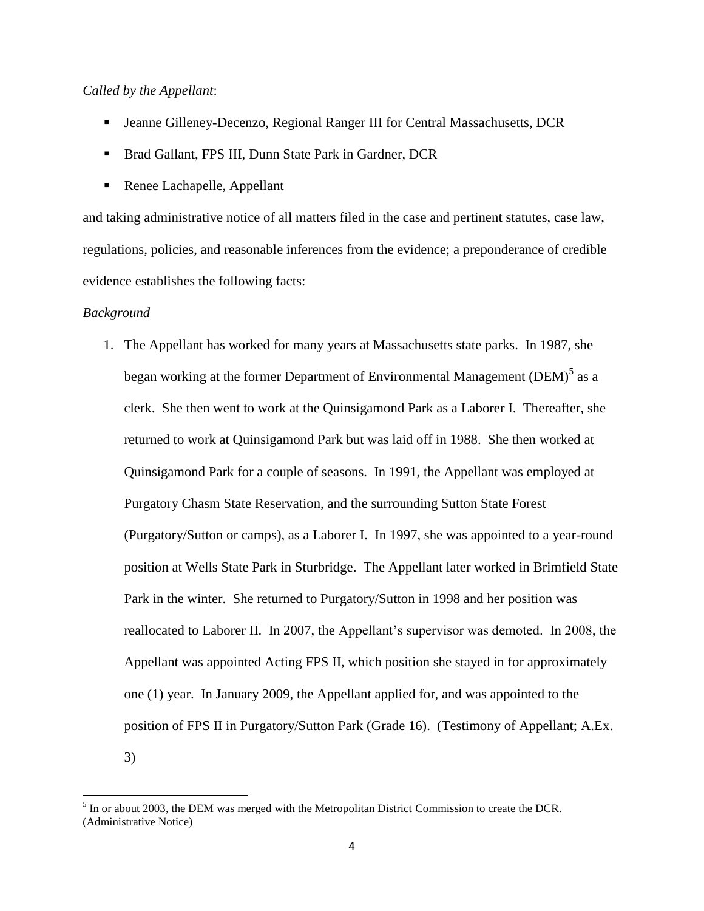*Called by the Appellant*:

- Jeanne Gilleney-Decenzo, Regional Ranger III for Central Massachusetts, DCR
- Brad Gallant, FPS III, Dunn State Park in Gardner, DCR
- Renee Lachapelle, Appellant

and taking administrative notice of all matters filed in the case and pertinent statutes, case law, regulations, policies, and reasonable inferences from the evidence; a preponderance of credible evidence establishes the following facts:

*Background*

1. The Appellant has worked for many years at Massachusetts state parks. In 1987, she began working at the former Department of Environmental Management (DEM)[5] as a clerk. She then went to work at the Quinsigamond Park as a Laborer I. Thereafter, she returned to work at Quinsigamond Park but was laid off in 1988. She then worked at Quinsigamond Park for a couple of seasons. In 1991, the Appellant was employed at Purgatory Chasm State Reservation, and the surrounding Sutton State Forest (Purgatory/Sutton or camps), as a Laborer I. In 1997, she was appointed to a year-round position at Wells State Park in Sturbridge. The Appellant later worked in Brimfield State Park in the winter. She returned to Purgatory/Sutton in 1998 and her position was reallocated to Laborer II. In 2007, the Appellant's supervisor was demoted. In 2008, the Appellant was appointed Acting FPS II, which position she stayed in for approximately one (1) year. In January 2009, the Appellant applied for, and was appointed to the position of FPS II in Purgatory/Sutton Park (Grade 16). (Testimony of Appellant; A.Ex. 3)

[5] In or about 2003, the DEM was merged with the Metropolitan District Commission to create the DCR. (Administrative Notice)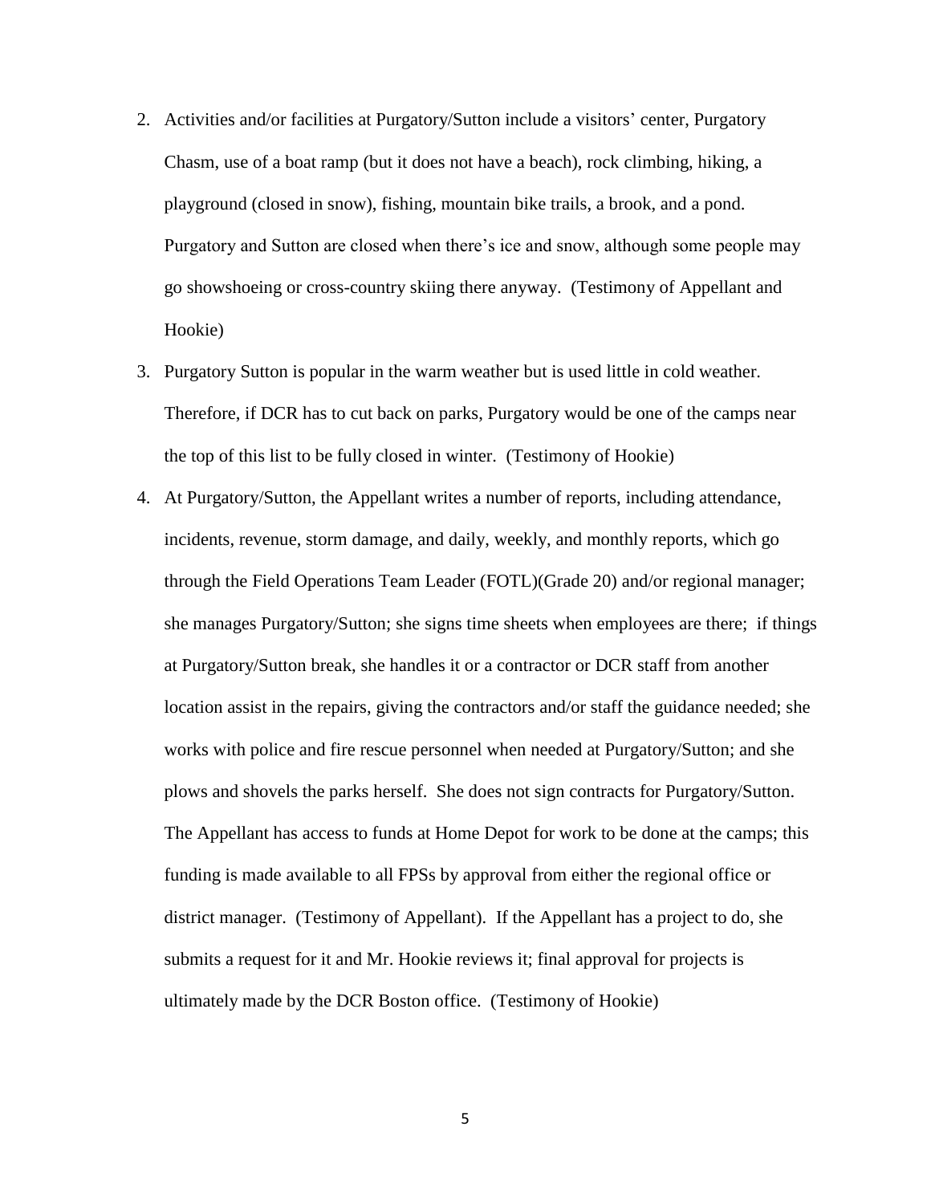2. Activities and/or facilities at Purgatory/Sutton include a visitors' center, Purgatory Chasm, use of a boat ramp (but it does not have a beach), rock climbing, hiking, a playground (closed in snow), fishing, mountain bike trails, a brook, and a pond. Purgatory and Sutton are closed when there's ice and snow, although some people may go showshoeing or cross-country skiing there anyway. (Testimony of Appellant and Hookie)
3. Purgatory Sutton is popular in the warm weather but is used little in cold weather. Therefore, if DCR has to cut back on parks, Purgatory would be one of the camps near the top of this list to be fully closed in winter. (Testimony of Hookie)
4. At Purgatory/Sutton, the Appellant writes a number of reports, including attendance, incidents, revenue, storm damage, and daily, weekly, and monthly reports, which go through the Field Operations Team Leader (FOTL)(Grade 20) and/or regional manager; she manages Purgatory/Sutton; she signs time sheets when employees are there; if things at Purgatory/Sutton break, she handles it or a contractor or DCR staff from another location assist in the repairs, giving the contractors and/or staff the guidance needed; she works with police and fire rescue personnel when needed at Purgatory/Sutton; and she plows and shovels the parks herself. She does not sign contracts for Purgatory/Sutton. The Appellant has access to funds at Home Depot for work to be done at the camps; this funding is made available to all FPSs by approval from either the regional office or district manager. (Testimony of Appellant). If the Appellant has a project to do, she submits a request for it and Mr. Hookie reviews it; final approval for projects is ultimately made by the DCR Boston office. (Testimony of Hookie)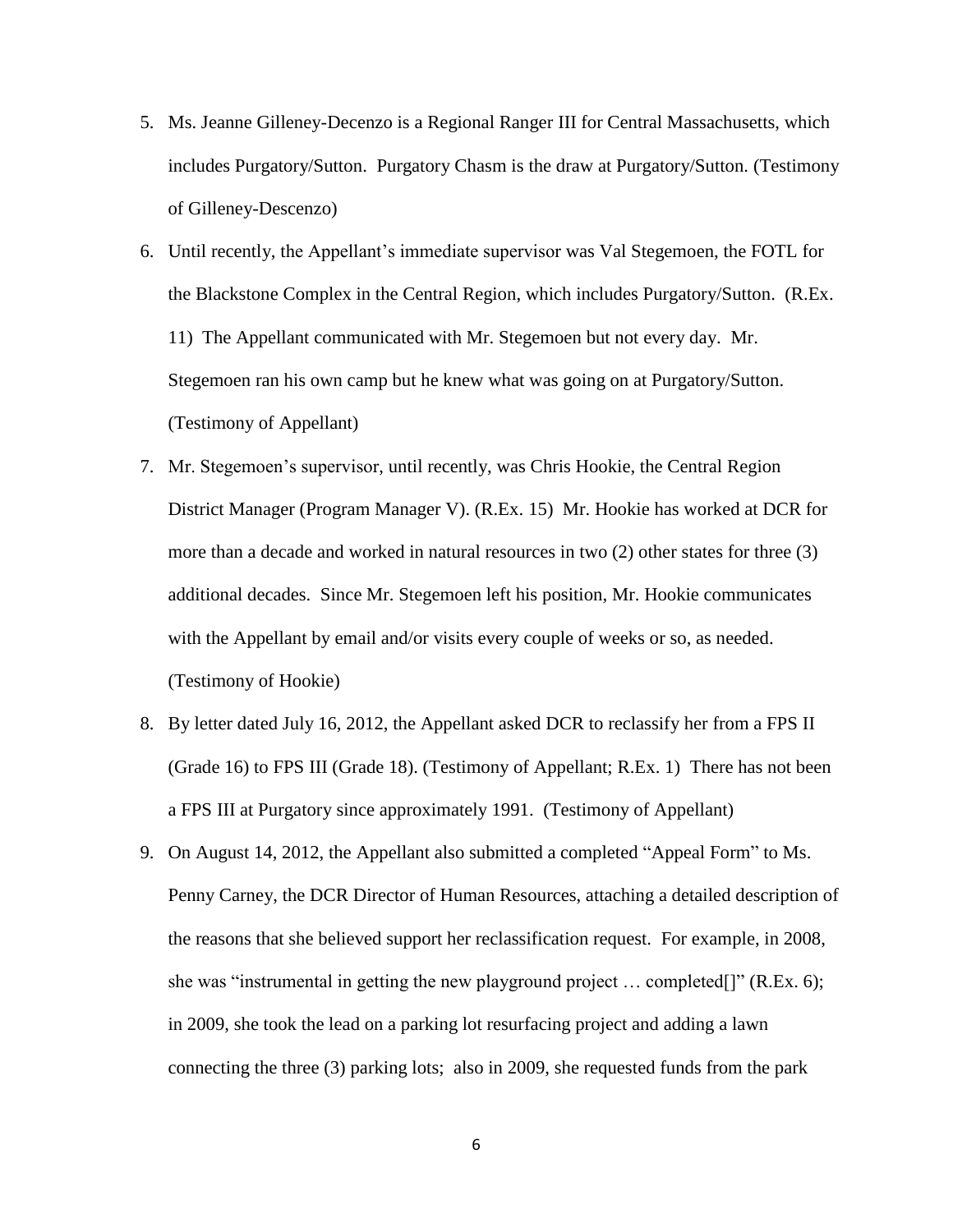5. Ms. Jeanne Gilleney-Decenzo is a Regional Ranger III for Central Massachusetts, which includes Purgatory/Sutton. Purgatory Chasm is the draw at Purgatory/Sutton. (Testimony of Gilleney-Descenzo)
6. Until recently, the Appellant's immediate supervisor was Val Stegemoen, the FOTL for the Blackstone Complex in the Central Region, which includes Purgatory/Sutton. (R.Ex. 11) The Appellant communicated with Mr. Stegemoen but not every day. Mr. Stegemoen ran his own camp but he knew what was going on at Purgatory/Sutton. (Testimony of Appellant)
7. Mr. Stegemoen's supervisor, until recently, was Chris Hookie, the Central Region District Manager (Program Manager V). (R.Ex. 15) Mr. Hookie has worked at DCR for more than a decade and worked in natural resources in two (2) other states for three (3) additional decades. Since Mr. Stegemoen left his position, Mr. Hookie communicates with the Appellant by email and/or visits every couple of weeks or so, as needed. (Testimony of Hookie)
8. By letter dated July 16, 2012, the Appellant asked DCR to reclassify her from a FPS II (Grade 16) to FPS III (Grade 18). (Testimony of Appellant; R.Ex. 1) There has not been a FPS III at Purgatory since approximately 1991. (Testimony of Appellant)
9. On August 14, 2012, the Appellant also submitted a completed "Appeal Form" to Ms. Penny Carney, the DCR Director of Human Resources, attaching a detailed description of the reasons that she believed support her reclassification request. For example, in 2008, she was "instrumental in getting the new playground project … completed[]" (R.Ex. 6); in 2009, she took the lead on a parking lot resurfacing project and adding a lawn connecting the three (3) parking lots; also in 2009, she requested funds from the park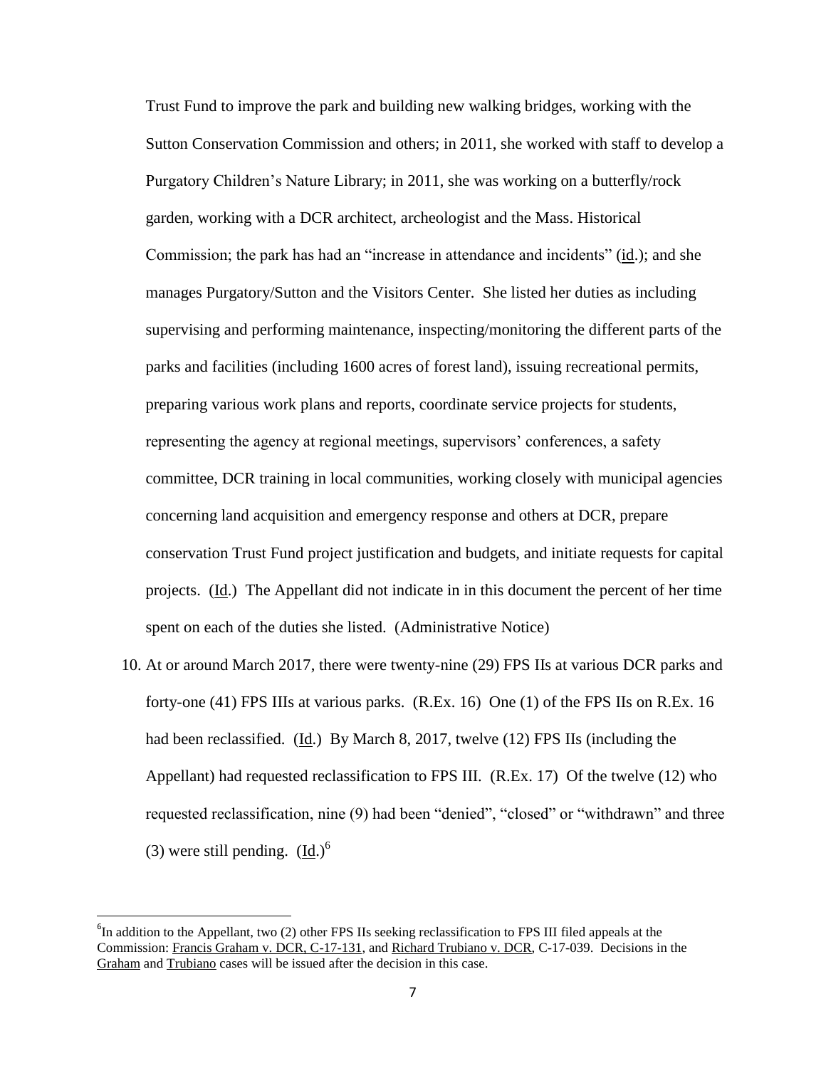Trust Fund to improve the park and building new walking bridges, working with the Sutton Conservation Commission and others; in 2011, she worked with staff to develop a Purgatory Children's Nature Library; in 2011, she was working on a butterfly/rock garden, working with a DCR architect, archeologist and the Mass. Historical Commission; the park has had an "increase in attendance and incidents" (id.); and she manages Purgatory/Sutton and the Visitors Center. She listed her duties as including supervising and performing maintenance, inspecting/monitoring the different parts of the parks and facilities (including 1600 acres of forest land), issuing recreational permits, preparing various work plans and reports, coordinate service projects for students, representing the agency at regional meetings, supervisors' conferences, a safety committee, DCR training in local communities, working closely with municipal agencies concerning land acquisition and emergency response and others at DCR, prepare conservation Trust Fund project justification and budgets, and initiate requests for capital projects. (Id.) The Appellant did not indicate in in this document the percent of her time spent on each of the duties she listed. (Administrative Notice)

10. At or around March 2017, there were twenty-nine (29) FPS IIs at various DCR parks and forty-one (41) FPS IIIs at various parks. (R.Ex. 16) One (1) of the FPS IIs on R.Ex. 16 had been reclassified. (Id.) By March 8, 2017, twelve (12) FPS IIs (including the Appellant) had requested reclassification to FPS III. (R.Ex. 17) Of the twelve (12) who requested reclassification, nine (9) had been "denied", "closed" or "withdrawn" and three (3) were still pending. (Id.)[6]

[6] In addition to the Appellant, two (2) other FPS IIs seeking reclassification to FPS III filed appeals at the Commission: Francis Graham v. DCR, C-17-131, and Richard Trubiano v. DCR, C-17-039. Decisions in the Graham and Trubiano cases will be issued after the decision in this case.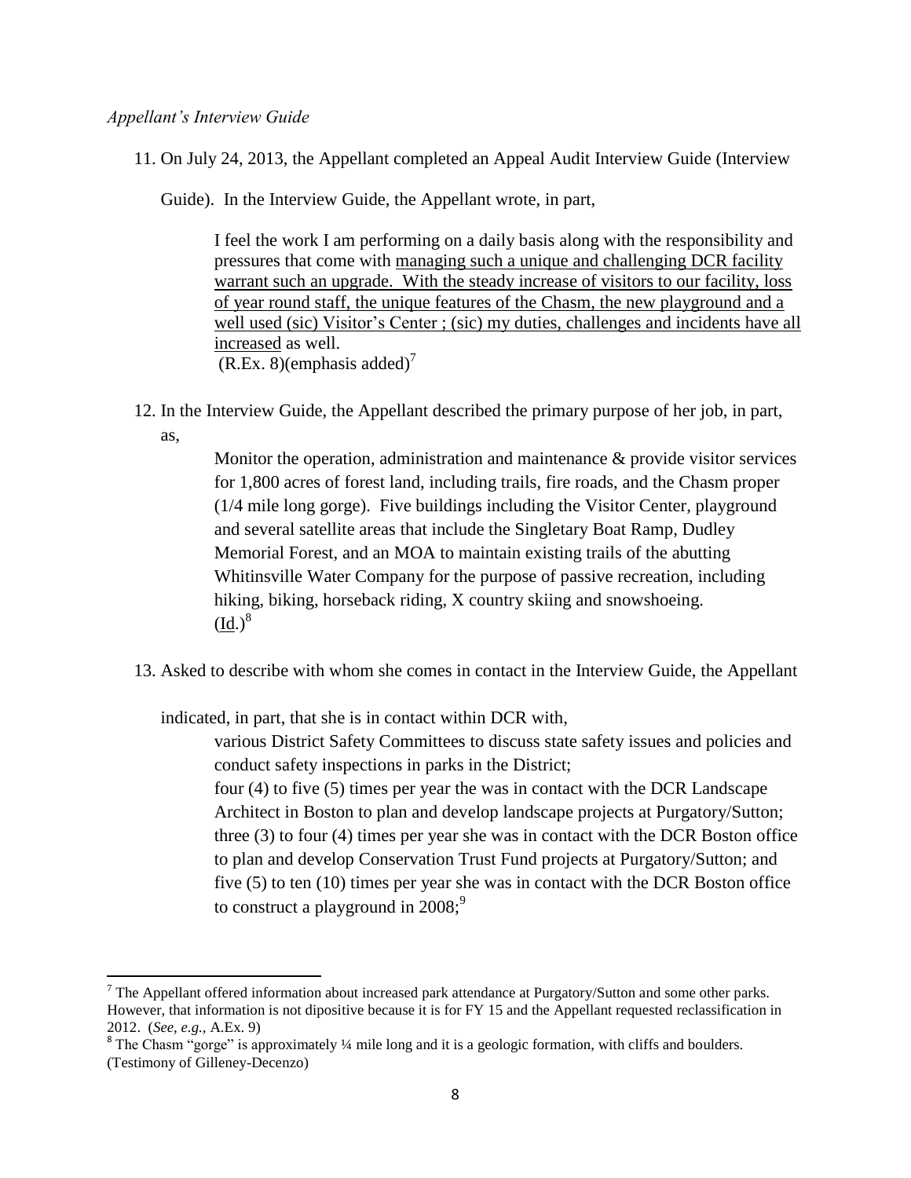*Appellant's Interview Guide*

11. On July 24, 2013, the Appellant completed an Appeal Audit Interview Guide (Interview Guide). In the Interview Guide, the Appellant wrote, in part,

> I feel the work I am performing on a daily basis along with the responsibility and pressures that come with <u>managing such a unique and challenging DCR facility warrant such an upgrade. With the steady increase of visitors to our facility, loss of year round staff, the unique features of the Chasm, the new playground and a well used (sic) Visitor's Center ; (sic) my duties, challenges and incidents have all increased</u> as well.
> (R.Ex. 8)(emphasis added)[7]

12. In the Interview Guide, the Appellant described the primary purpose of her job, in part, as,

> Monitor the operation, administration and maintenance & provide visitor services for 1,800 acres of forest land, including trails, fire roads, and the Chasm proper (1/4 mile long gorge). Five buildings including the Visitor Center, playground and several satellite areas that include the Singletary Boat Ramp, Dudley Memorial Forest, and an MOA to maintain existing trails of the abutting Whitinsville Water Company for the purpose of passive recreation, including hiking, biking, horseback riding, X country skiing and snowshoeing.
> (<u>Id</u>.)[8]

13. Asked to describe with whom she comes in contact in the Interview Guide, the Appellant indicated, in part, that she is in contact within DCR with,

> various District Safety Committees to discuss state safety issues and policies and conduct safety inspections in parks in the District;
> four (4) to five (5) times per year the was in contact with the DCR Landscape Architect in Boston to plan and develop landscape projects at Purgatory/Sutton;
> three (3) to four (4) times per year she was in contact with the DCR Boston office to plan and develop Conservation Trust Fund projects at Purgatory/Sutton; and
> five (5) to ten (10) times per year she was in contact with the DCR Boston office to construct a playground in 2008;[9]

---

[7] The Appellant offered information about increased park attendance at Purgatory/Sutton and some other parks. However, that information is not dipositive because it is for FY 15 and the Appellant requested reclassification in 2012. (*See, e.g.,* A.Ex. 9)

[8] The Chasm "gorge" is approximately ¼ mile long and it is a geologic formation, with cliffs and boulders. (Testimony of Gilleney-Decenzo)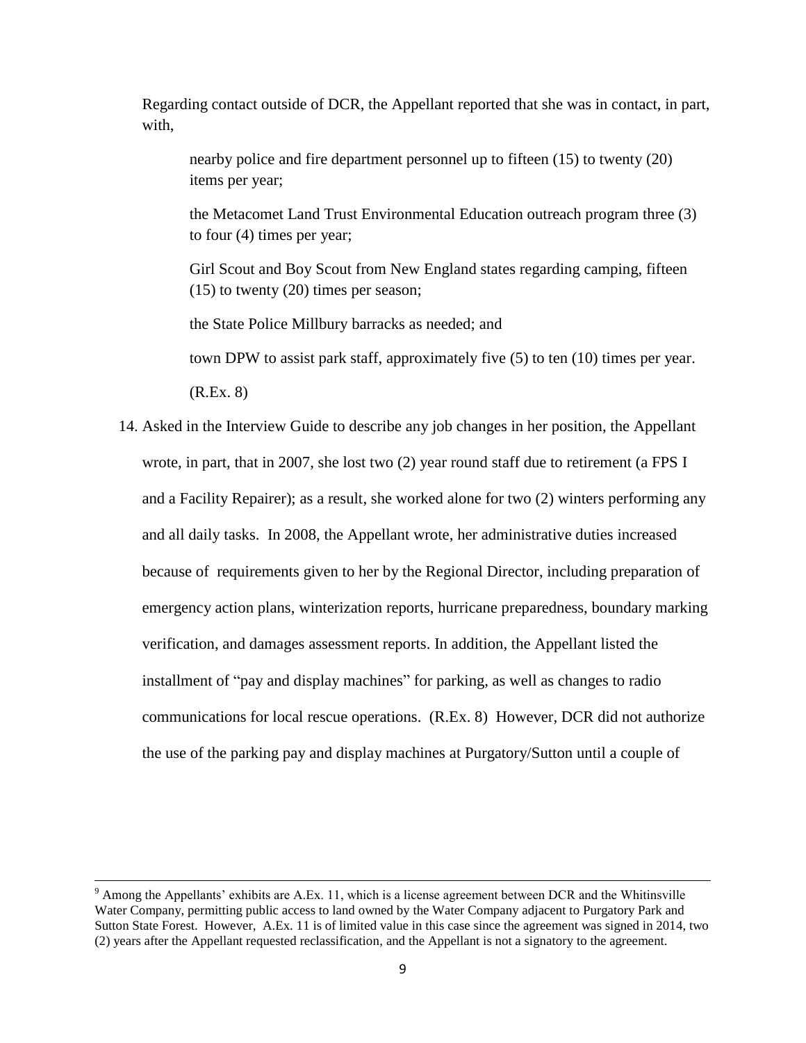Regarding contact outside of DCR, the Appellant reported that she was in contact, in part, with,

> nearby police and fire department personnel up to fifteen (15) to twenty (20) items per year;
>
> the Metacomet Land Trust Environmental Education outreach program three (3) to four (4) times per year;
>
> Girl Scout and Boy Scout from New England states regarding camping, fifteen (15) to twenty (20) times per season;
>
> the State Police Millbury barracks as needed; and
>
> town DPW to assist park staff, approximately five (5) to ten (10) times per year.
>
> (R.Ex. 8)

14. Asked in the Interview Guide to describe any job changes in her position, the Appellant wrote, in part, that in 2007, she lost two (2) year round staff due to retirement (a FPS I and a Facility Repairer); as a result, she worked alone for two (2) winters performing any and all daily tasks. In 2008, the Appellant wrote, her administrative duties increased because of requirements given to her by the Regional Director, including preparation of emergency action plans, winterization reports, hurricane preparedness, boundary marking verification, and damages assessment reports. In addition, the Appellant listed the installment of "pay and display machines" for parking, as well as changes to radio communications for local rescue operations. (R.Ex. 8) However, DCR did not authorize the use of the parking pay and display machines at Purgatory/Sutton until a couple of

---

[9] Among the Appellants' exhibits are A.Ex. 11, which is a license agreement between DCR and the Whitinsville Water Company, permitting public access to land owned by the Water Company adjacent to Purgatory Park and Sutton State Forest. However, A.Ex. 11 is of limited value in this case since the agreement was signed in 2014, two (2) years after the Appellant requested reclassification, and the Appellant is not a signatory to the agreement.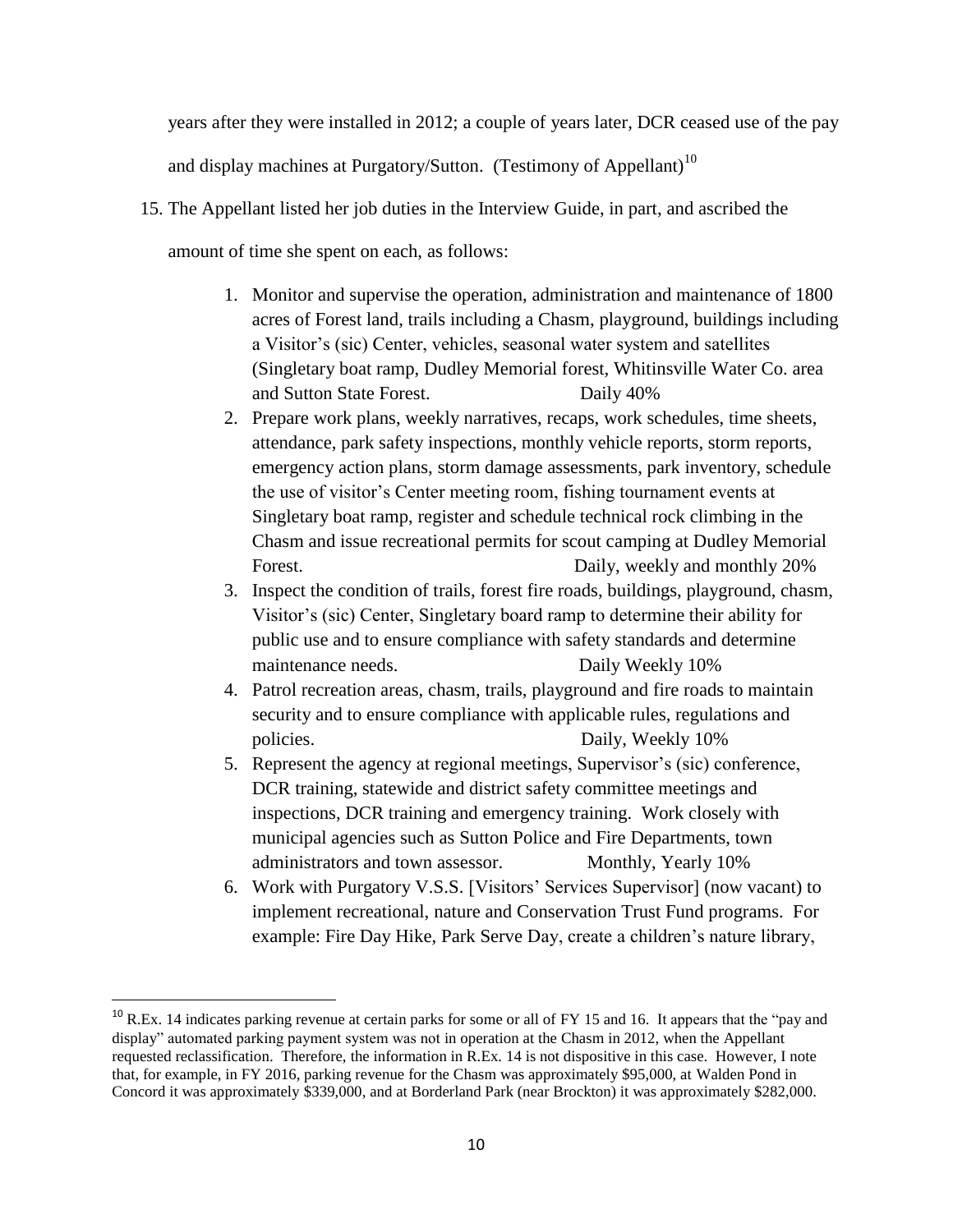years after they were installed in 2012; a couple of years later, DCR ceased use of the pay and display machines at Purgatory/Sutton. (Testimony of Appellant)[10]

15. The Appellant listed her job duties in the Interview Guide, in part, and ascribed the amount of time she spent on each, as follows:

    1. Monitor and supervise the operation, administration and maintenance of 1800 acres of Forest land, trails including a Chasm, playground, buildings including a Visitor's (sic) Center, vehicles, seasonal water system and satellites (Singletary boat ramp, Dudley Memorial forest, Whitinsville Water Co. area and Sutton State Forest. Daily 40%
    2. Prepare work plans, weekly narratives, recaps, work schedules, time sheets, attendance, park safety inspections, monthly vehicle reports, storm reports, emergency action plans, storm damage assessments, park inventory, schedule the use of visitor's Center meeting room, fishing tournament events at Singletary boat ramp, register and schedule technical rock climbing in the Chasm and issue recreational permits for scout camping at Dudley Memorial Forest. Daily, weekly and monthly 20%
    3. Inspect the condition of trails, forest fire roads, buildings, playground, chasm, Visitor's (sic) Center, Singletary board ramp to determine their ability for public use and to ensure compliance with safety standards and determine maintenance needs. Daily Weekly 10%
    4. Patrol recreation areas, chasm, trails, playground and fire roads to maintain security and to ensure compliance with applicable rules, regulations and policies. Daily, Weekly 10%
    5. Represent the agency at regional meetings, Supervisor's (sic) conference, DCR training, statewide and district safety committee meetings and inspections, DCR training and emergency training. Work closely with municipal agencies such as Sutton Police and Fire Departments, town administrators and town assessor. Monthly, Yearly 10%
    6. Work with Purgatory V.S.S. [Visitors' Services Supervisor] (now vacant) to implement recreational, nature and Conservation Trust Fund programs. For example: Fire Day Hike, Park Serve Day, create a children's nature library,

---

[10] R.Ex. 14 indicates parking revenue at certain parks for some or all of FY 15 and 16. It appears that the "pay and display" automated parking payment system was not in operation at the Chasm in 2012, when the Appellant requested reclassification. Therefore, the information in R.Ex. 14 is not dispositive in this case. However, I note that, for example, in FY 2016, parking revenue for the Chasm was approximately $95,000, at Walden Pond in Concord it was approximately $339,000, and at Borderland Park (near Brockton) it was approximately $282,000.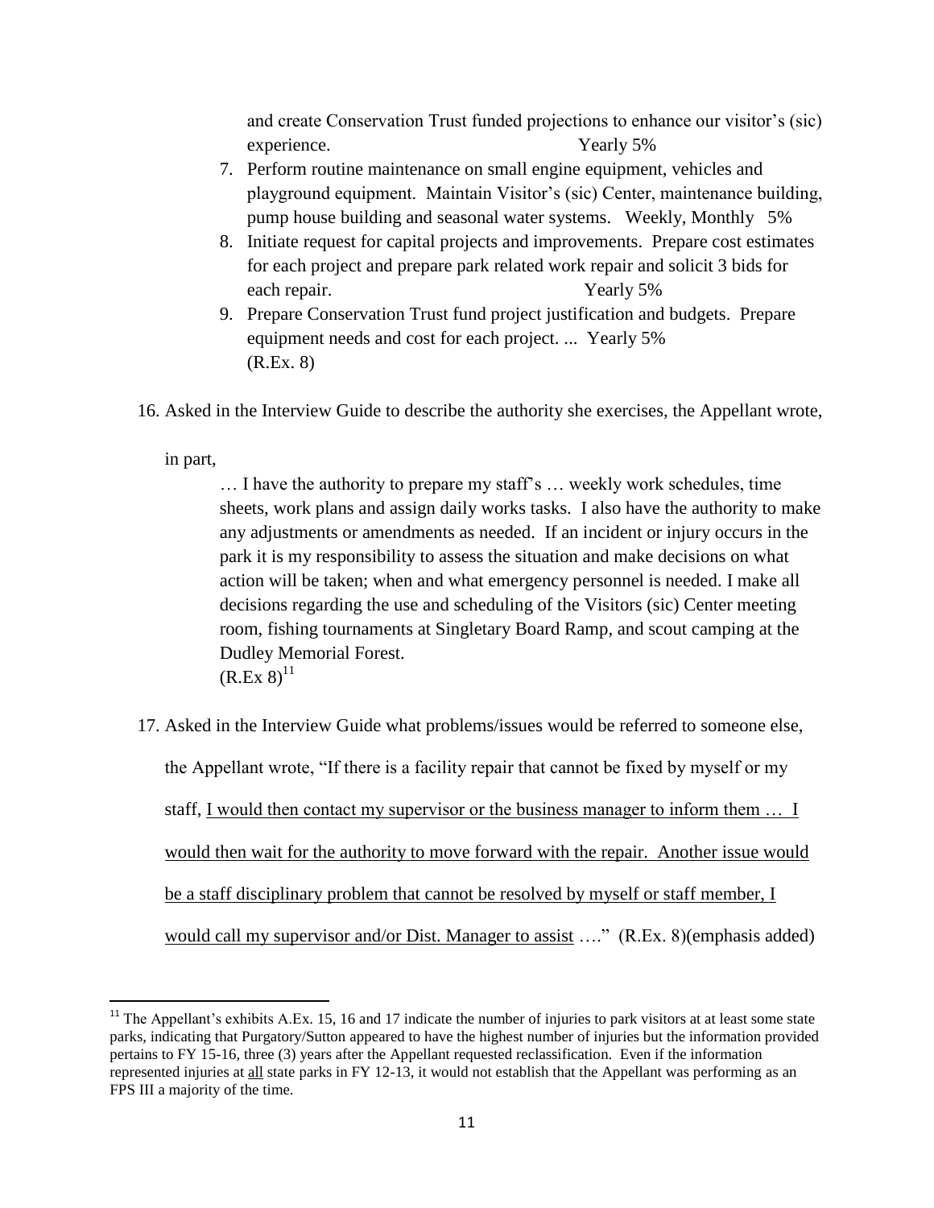and create Conservation Trust funded projections to enhance our visitor's (sic) experience. Yearly 5%

7. Perform routine maintenance on small engine equipment, vehicles and playground equipment. Maintain Visitor's (sic) Center, maintenance building, pump house building and seasonal water systems. Weekly, Monthly 5%
8. Initiate request for capital projects and improvements. Prepare cost estimates for each project and prepare park related work repair and solicit 3 bids for each repair. Yearly 5%
9. Prepare Conservation Trust fund project justification and budgets. Prepare equipment needs and cost for each project. ... Yearly 5%
(R.Ex. 8)

16. Asked in the Interview Guide to describe the authority she exercises, the Appellant wrote, in part,

> … I have the authority to prepare my staff's … weekly work schedules, time sheets, work plans and assign daily works tasks. I also have the authority to make any adjustments or amendments as needed. If an incident or injury occurs in the park it is my responsibility to assess the situation and make decisions on what action will be taken; when and what emergency personnel is needed. I make all decisions regarding the use and scheduling of the Visitors (sic) Center meeting room, fishing tournaments at Singletary Board Ramp, and scout camping at the Dudley Memorial Forest.
> (R.Ex 8)[11]

17. Asked in the Interview Guide what problems/issues would be referred to someone else, the Appellant wrote, "If there is a facility repair that cannot be fixed by myself or my staff, <u>I would then contact my supervisor or the business manager to inform them … I would then wait for the authority to move forward with the repair. Another issue would be a staff disciplinary problem that cannot be resolved by myself or staff member, I would call my supervisor and/or Dist. Manager to assist</u> …." (R.Ex. 8)(emphasis added)

---

[11] The Appellant's exhibits A.Ex. 15, 16 and 17 indicate the number of injuries to park visitors at at least some state parks, indicating that Purgatory/Sutton appeared to have the highest number of injuries but the information provided pertains to FY 15-16, three (3) years after the Appellant requested reclassification. Even if the information represented injuries at <u>all</u> state parks in FY 12-13, it would not establish that the Appellant was performing as an FPS III a majority of the time.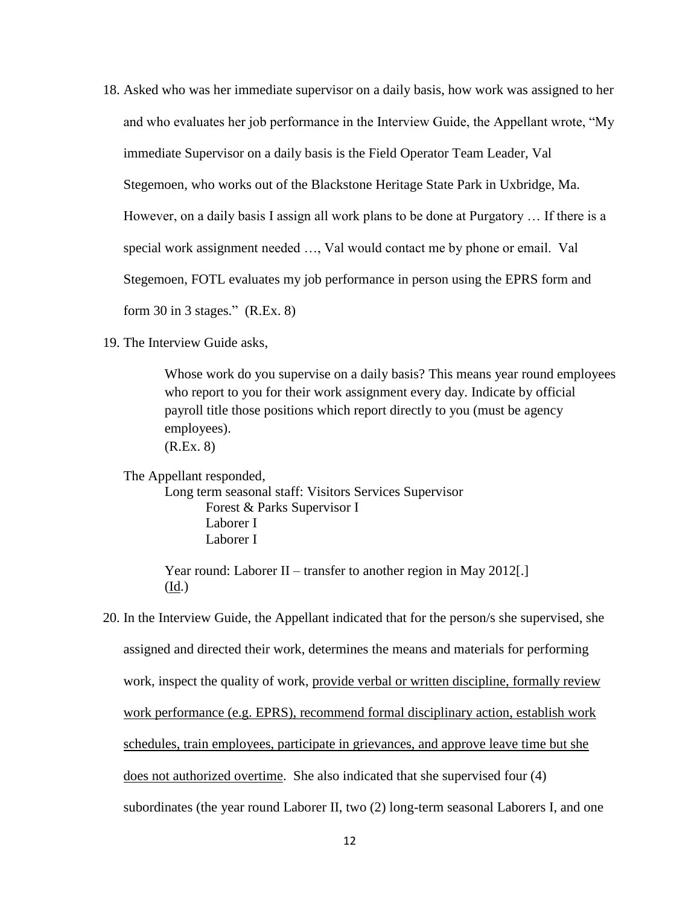18. Asked who was her immediate supervisor on a daily basis, how work was assigned to her and who evaluates her job performance in the Interview Guide, the Appellant wrote, "My immediate Supervisor on a daily basis is the Field Operator Team Leader, Val Stegemoen, who works out of the Blackstone Heritage State Park in Uxbridge, Ma. However, on a daily basis I assign all work plans to be done at Purgatory … If there is a special work assignment needed …, Val would contact me by phone or email. Val Stegemoen, FOTL evaluates my job performance in person using the EPRS form and form 30 in 3 stages." (R.Ex. 8)

19. The Interview Guide asks,

> Whose work do you supervise on a daily basis? This means year round employees who report to you for their work assignment every day. Indicate by official payroll title those positions which report directly to you (must be agency employees).
> (R.Ex. 8)

The Appellant responded,

> Long term seasonal staff: Visitors Services Supervisor
> Forest & Parks Supervisor I
> Laborer I
> Laborer I
>
> Year round: Laborer II – transfer to another region in May 2012[.]
> (<u>Id</u>.)

20. In the Interview Guide, the Appellant indicated that for the person/s she supervised, she assigned and directed their work, determines the means and materials for performing work, inspect the quality of work, <u>provide verbal or written discipline, formally review work performance (e.g. EPRS), recommend formal disciplinary action, establish work schedules, train employees, participate in grievances, and approve leave time but she does not authorized overtime</u>. She also indicated that she supervised four (4) subordinates (the year round Laborer II, two (2) long-term seasonal Laborers I, and one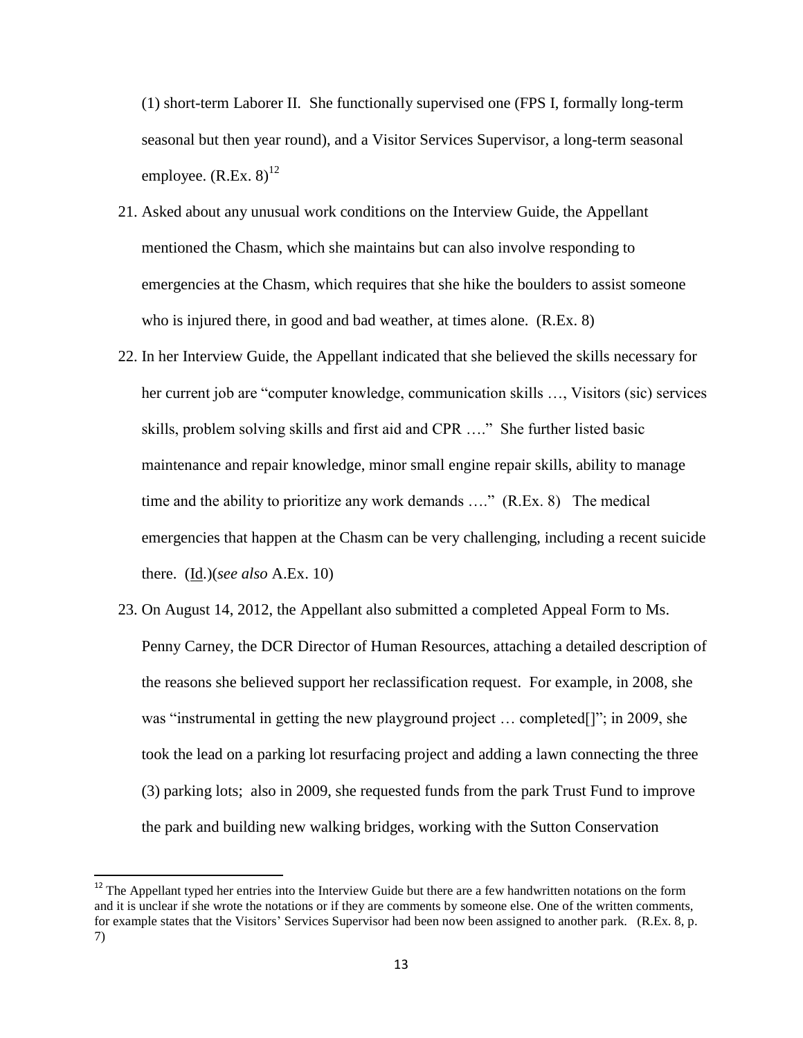(1) short-term Laborer II. She functionally supervised one (FPS I, formally long-term seasonal but then year round), and a Visitor Services Supervisor, a long-term seasonal employee. (R.Ex. 8)[12]

21. Asked about any unusual work conditions on the Interview Guide, the Appellant mentioned the Chasm, which she maintains but can also involve responding to emergencies at the Chasm, which requires that she hike the boulders to assist someone who is injured there, in good and bad weather, at times alone. (R.Ex. 8)

22. In her Interview Guide, the Appellant indicated that she believed the skills necessary for her current job are "computer knowledge, communication skills …, Visitors (sic) services skills, problem solving skills and first aid and CPR …." She further listed basic maintenance and repair knowledge, minor small engine repair skills, ability to manage time and the ability to prioritize any work demands …." (R.Ex. 8) The medical emergencies that happen at the Chasm can be very challenging, including a recent suicide there. (Id.)(*see also* A.Ex. 10)

23. On August 14, 2012, the Appellant also submitted a completed Appeal Form to Ms. Penny Carney, the DCR Director of Human Resources, attaching a detailed description of the reasons she believed support her reclassification request. For example, in 2008, she was "instrumental in getting the new playground project … completed[]"; in 2009, she took the lead on a parking lot resurfacing project and adding a lawn connecting the three (3) parking lots; also in 2009, she requested funds from the park Trust Fund to improve the park and building new walking bridges, working with the Sutton Conservation

[12] The Appellant typed her entries into the Interview Guide but there are a few handwritten notations on the form and it is unclear if she wrote the notations or if they are comments by someone else. One of the written comments, for example states that the Visitors' Services Supervisor had been now been assigned to another park. (R.Ex. 8, p. 7)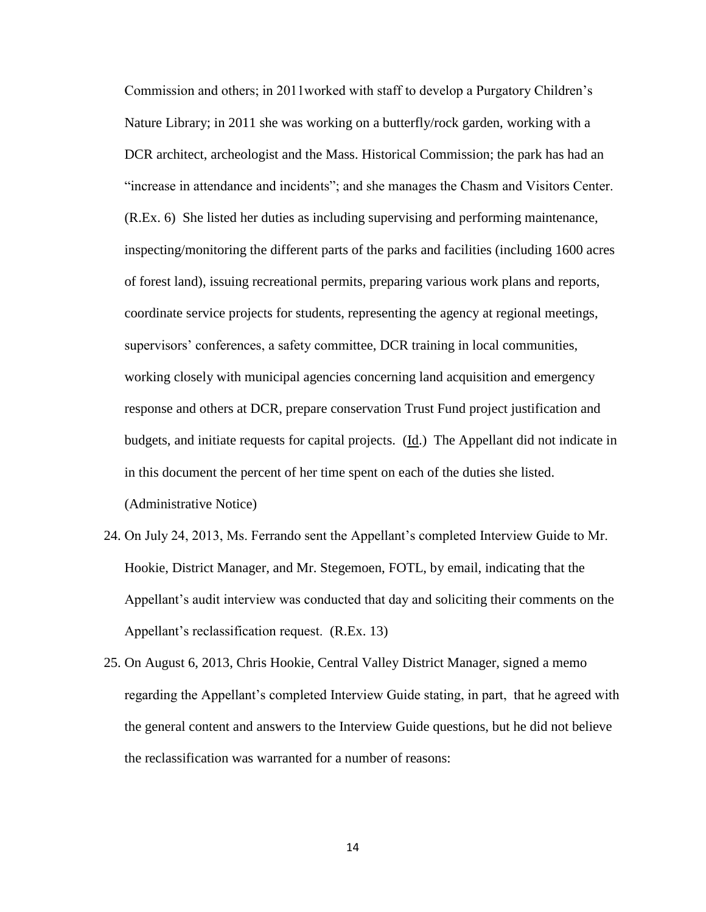Commission and others; in 2011worked with staff to develop a Purgatory Children's Nature Library; in 2011 she was working on a butterfly/rock garden, working with a DCR architect, archeologist and the Mass. Historical Commission; the park has had an "increase in attendance and incidents"; and she manages the Chasm and Visitors Center. (R.Ex. 6) She listed her duties as including supervising and performing maintenance, inspecting/monitoring the different parts of the parks and facilities (including 1600 acres of forest land), issuing recreational permits, preparing various work plans and reports, coordinate service projects for students, representing the agency at regional meetings, supervisors' conferences, a safety committee, DCR training in local communities, working closely with municipal agencies concerning land acquisition and emergency response and others at DCR, prepare conservation Trust Fund project justification and budgets, and initiate requests for capital projects. (Id.) The Appellant did not indicate in in this document the percent of her time spent on each of the duties she listed. (Administrative Notice)

24. On July 24, 2013, Ms. Ferrando sent the Appellant's completed Interview Guide to Mr. Hookie, District Manager, and Mr. Stegemoen, FOTL, by email, indicating that the Appellant's audit interview was conducted that day and soliciting their comments on the Appellant's reclassification request. (R.Ex. 13)

25. On August 6, 2013, Chris Hookie, Central Valley District Manager, signed a memo regarding the Appellant's completed Interview Guide stating, in part, that he agreed with the general content and answers to the Interview Guide questions, but he did not believe the reclassification was warranted for a number of reasons: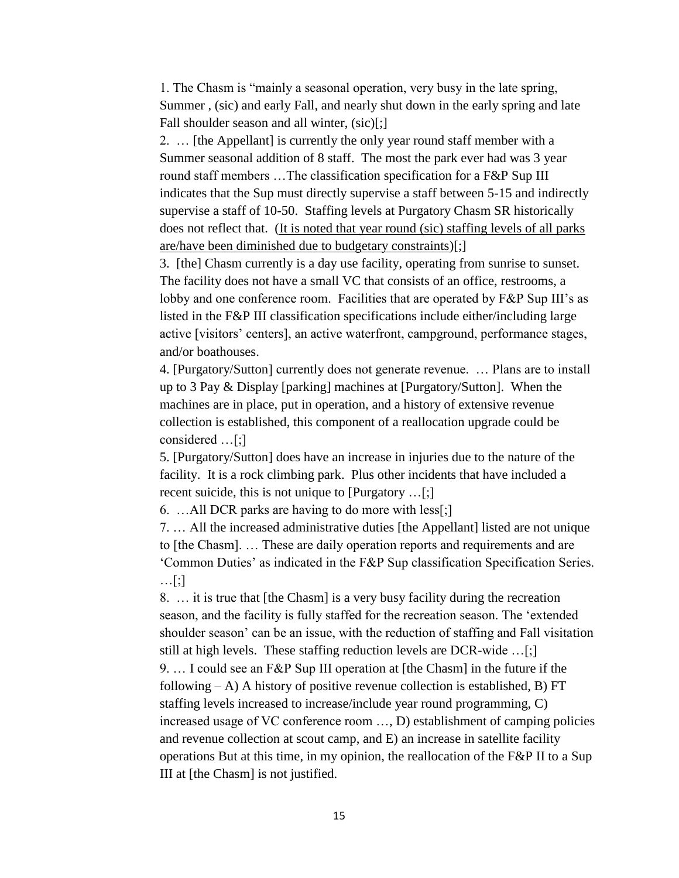1. The Chasm is "mainly a seasonal operation, very busy in the late spring, Summer , (sic) and early Fall, and nearly shut down in the early spring and late Fall shoulder season and all winter, (sic)[;]

2. … [the Appellant] is currently the only year round staff member with a Summer seasonal addition of 8 staff. The most the park ever had was 3 year round staff members …The classification specification for a F&P Sup III indicates that the Sup must directly supervise a staff between 5-15 and indirectly supervise a staff of 10-50. Staffing levels at Purgatory Chasm SR historically does not reflect that. (<u>It is noted that year round (sic) staffing levels of all parks are/have been diminished due to budgetary constraints</u>)[;]

3. [the] Chasm currently is a day use facility, operating from sunrise to sunset. The facility does not have a small VC that consists of an office, restrooms, a lobby and one conference room. Facilities that are operated by F&P Sup III's as listed in the F&P III classification specifications include either/including large active [visitors' centers], an active waterfront, campground, performance stages, and/or boathouses.

4. [Purgatory/Sutton] currently does not generate revenue. … Plans are to install up to 3 Pay & Display [parking] machines at [Purgatory/Sutton]. When the machines are in place, put in operation, and a history of extensive revenue collection is established, this component of a reallocation upgrade could be considered …[;]

5. [Purgatory/Sutton] does have an increase in injuries due to the nature of the facility. It is a rock climbing park. Plus other incidents that have included a recent suicide, this is not unique to [Purgatory …[;]

6. …All DCR parks are having to do more with less[;]

7. … All the increased administrative duties [the Appellant] listed are not unique to [the Chasm]. … These are daily operation reports and requirements and are 'Common Duties' as indicated in the F&P Sup classification Specification Series. …[;]

8. … it is true that [the Chasm] is a very busy facility during the recreation season, and the facility is fully staffed for the recreation season. The 'extended shoulder season' can be an issue, with the reduction of staffing and Fall visitation still at high levels. These staffing reduction levels are DCR-wide …[;]

9. … I could see an F&P Sup III operation at [the Chasm] in the future if the following – A) A history of positive revenue collection is established, B) FT staffing levels increased to increase/include year round programming, C) increased usage of VC conference room …, D) establishment of camping policies and revenue collection at scout camp, and E) an increase in satellite facility operations But at this time, in my opinion, the reallocation of the F&P II to a Sup III at [the Chasm] is not justified.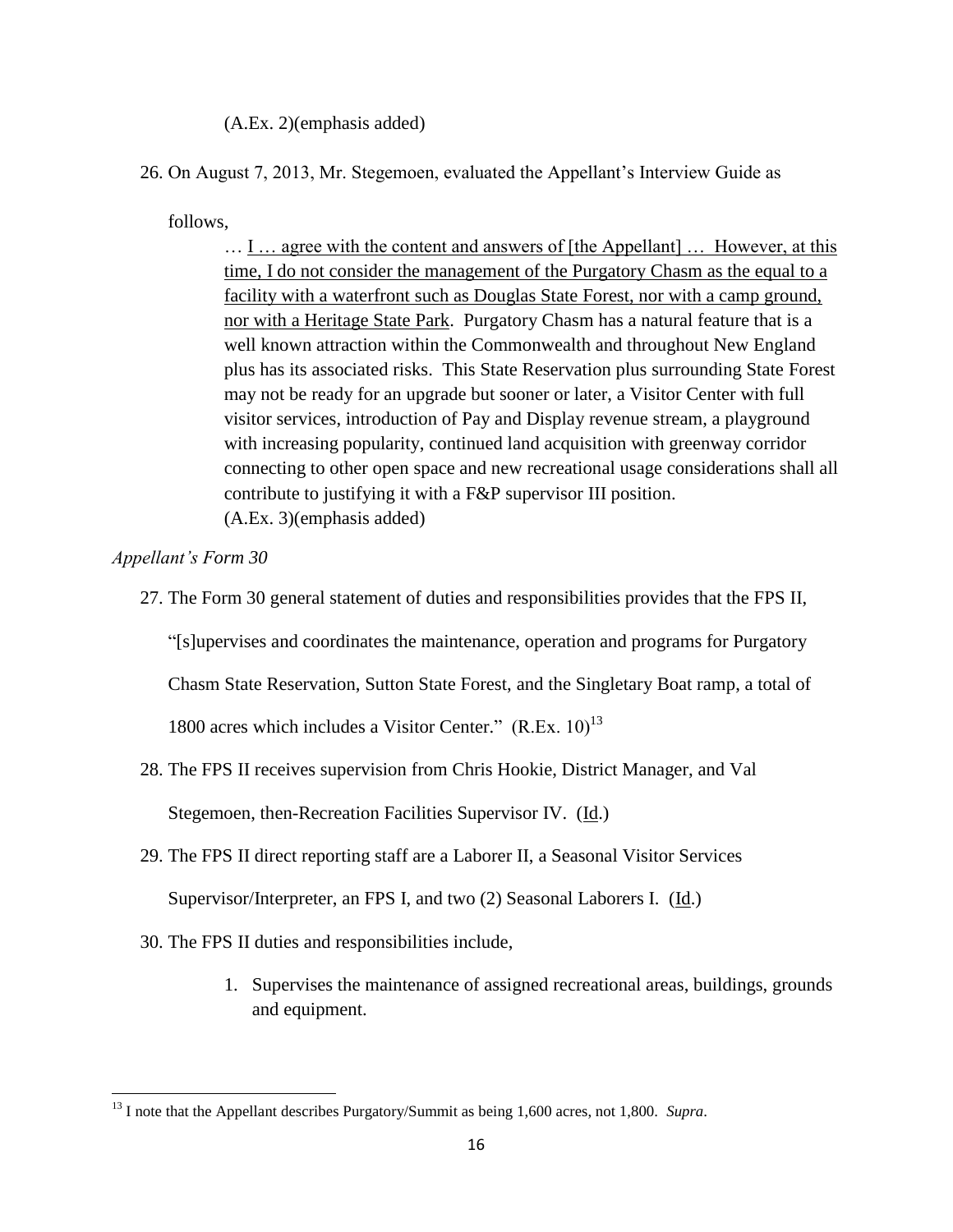(A.Ex. 2)(emphasis added)

26. On August 7, 2013, Mr. Stegemoen, evaluated the Appellant's Interview Guide as follows,

> … <u>I … agree with the content and answers of [the Appellant] … However, at this time, I do not consider the management of the Purgatory Chasm as the equal to a facility with a waterfront such as Douglas State Forest, nor with a camp ground, nor with a Heritage State Park</u>. Purgatory Chasm has a natural feature that is a well known attraction within the Commonwealth and throughout New England plus has its associated risks. This State Reservation plus surrounding State Forest may not be ready for an upgrade but sooner or later, a Visitor Center with full visitor services, introduction of Pay and Display revenue stream, a playground with increasing popularity, continued land acquisition with greenway corridor connecting to other open space and new recreational usage considerations shall all contribute to justifying it with a F&P supervisor III position.
> (A.Ex. 3)(emphasis added)

*Appellant's Form 30*

27. The Form 30 general statement of duties and responsibilities provides that the FPS II, "[s]upervises and coordinates the maintenance, operation and programs for Purgatory Chasm State Reservation, Sutton State Forest, and the Singletary Boat ramp, a total of 1800 acres which includes a Visitor Center." (R.Ex. 10)[13]

28. The FPS II receives supervision from Chris Hookie, District Manager, and Val Stegemoen, then-Recreation Facilities Supervisor IV. (<u>Id</u>.)

29. The FPS II direct reporting staff are a Laborer II, a Seasonal Visitor Services Supervisor/Interpreter, an FPS I, and two (2) Seasonal Laborers I. (<u>Id</u>.)

30. The FPS II duties and responsibilities include,

    1. Supervises the maintenance of assigned recreational areas, buildings, grounds and equipment.

---

[13] I note that the Appellant describes Purgatory/Summit as being 1,600 acres, not 1,800. *Supra*.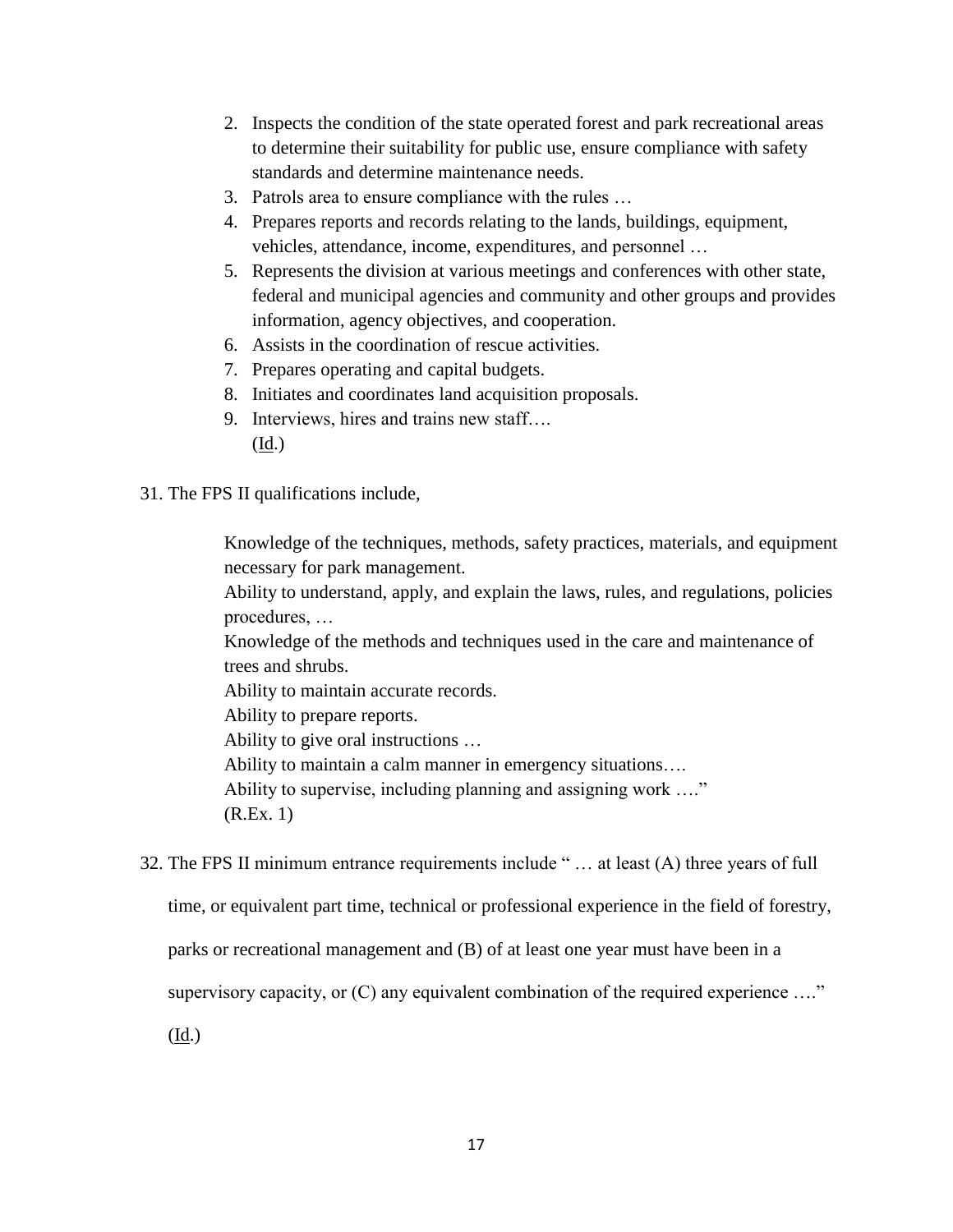2. Inspects the condition of the state operated forest and park recreational areas to determine their suitability for public use, ensure compliance with safety standards and determine maintenance needs.
3. Patrols area to ensure compliance with the rules …
4. Prepares reports and records relating to the lands, buildings, equipment, vehicles, attendance, income, expenditures, and personnel …
5. Represents the division at various meetings and conferences with other state, federal and municipal agencies and community and other groups and provides information, agency objectives, and cooperation.
6. Assists in the coordination of rescue activities.
7. Prepares operating and capital budgets.
8. Initiates and coordinates land acquisition proposals.
9. Interviews, hires and trains new staff….
   (Id.)

31. The FPS II qualifications include,

> Knowledge of the techniques, methods, safety practices, materials, and equipment necessary for park management.
> Ability to understand, apply, and explain the laws, rules, and regulations, policies procedures, …
> Knowledge of the methods and techniques used in the care and maintenance of trees and shrubs.
> Ability to maintain accurate records.
> Ability to prepare reports.
> Ability to give oral instructions …
> Ability to maintain a calm manner in emergency situations….
> Ability to supervise, including planning and assigning work …."
> (R.Ex. 1)

32. The FPS II minimum entrance requirements include " … at least (A) three years of full time, or equivalent part time, technical or professional experience in the field of forestry, parks or recreational management and (B) of at least one year must have been in a supervisory capacity, or (C) any equivalent combination of the required experience …." (Id.)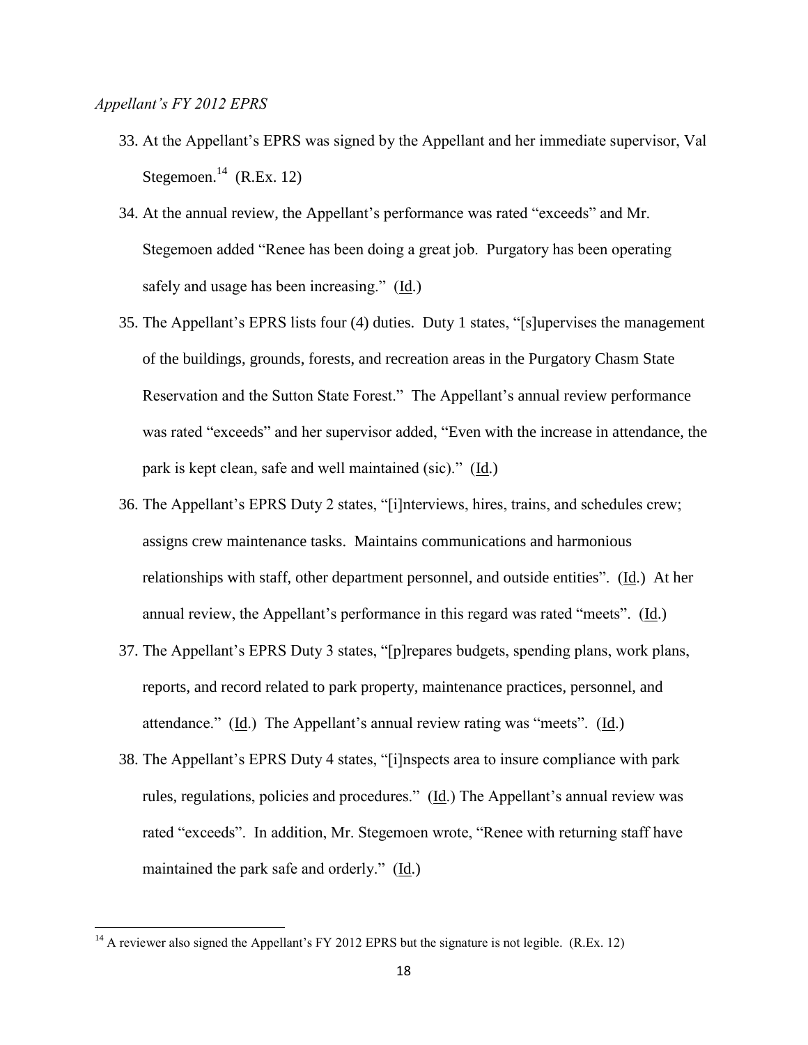*Appellant's FY 2012 EPRS*

33. At the Appellant's EPRS was signed by the Appellant and her immediate supervisor, Val Stegemoen.[14] (R.Ex. 12)
34. At the annual review, the Appellant's performance was rated "exceeds" and Mr. Stegemoen added "Renee has been doing a great job. Purgatory has been operating safely and usage has been increasing." (Id.)
35. The Appellant's EPRS lists four (4) duties. Duty 1 states, "[s]upervises the management of the buildings, grounds, forests, and recreation areas in the Purgatory Chasm State Reservation and the Sutton State Forest." The Appellant's annual review performance was rated "exceeds" and her supervisor added, "Even with the increase in attendance, the park is kept clean, safe and well maintained (sic)." (Id.)
36. The Appellant's EPRS Duty 2 states, "[i]nterviews, hires, trains, and schedules crew; assigns crew maintenance tasks. Maintains communications and harmonious relationships with staff, other department personnel, and outside entities". (Id.) At her annual review, the Appellant's performance in this regard was rated "meets". (Id.)
37. The Appellant's EPRS Duty 3 states, "[p]repares budgets, spending plans, work plans, reports, and record related to park property, maintenance practices, personnel, and attendance." (Id.) The Appellant's annual review rating was "meets". (Id.)
38. The Appellant's EPRS Duty 4 states, "[i]nspects area to insure compliance with park rules, regulations, policies and procedures." (Id.) The Appellant's annual review was rated "exceeds". In addition, Mr. Stegemoen wrote, "Renee with returning staff have maintained the park safe and orderly." (Id.)

---

[14] A reviewer also signed the Appellant's FY 2012 EPRS but the signature is not legible. (R.Ex. 12)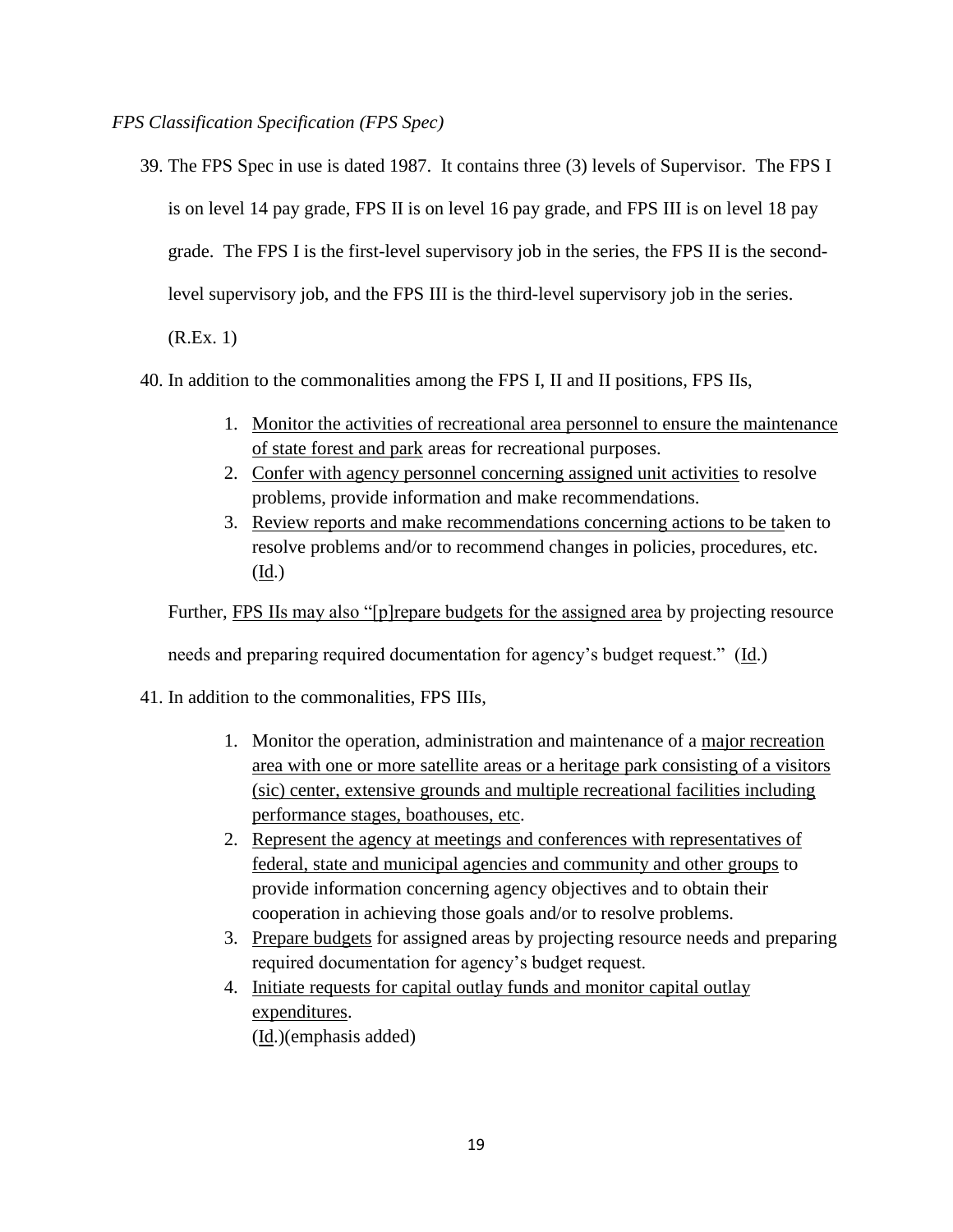*FPS Classification Specification (FPS Spec)*

39. The FPS Spec in use is dated 1987. It contains three (3) levels of Supervisor. The FPS I is on level 14 pay grade, FPS II is on level 16 pay grade, and FPS III is on level 18 pay grade. The FPS I is the first-level supervisory job in the series, the FPS II is the second-level supervisory job, and the FPS III is the third-level supervisory job in the series. (R.Ex. 1)

40. In addition to the commonalities among the FPS I, II and II positions, FPS IIs,

    1. <u>Monitor the activities of recreational area personnel to ensure the maintenance of state forest and park</u> areas for recreational purposes.
    2. <u>Confer with agency personnel concerning assigned unit activities</u> to resolve problems, provide information and make recommendations.
    3. <u>Review reports and make recommendations concerning actions to be ta</u>ken to resolve problems and/or to recommend changes in policies, procedures, etc. (<u>Id</u>.)

    Further, <u>FPS IIs may also "[p]repare budgets for the assigned area</u> by projecting resource needs and preparing required documentation for agency's budget request." (<u>Id</u>.)

41. In addition to the commonalities, FPS IIIs,

    1. Monitor the operation, administration and maintenance of a <u>major recreation area with one or more satellite areas or a heritage park consisting of a visitors (sic) center, extensive grounds and multiple recreational facilities including performance stages, boathouses, etc</u>.
    2. <u>Represent the agency at meetings and conferences with representatives of federal, state and municipal agencies and community and other groups</u> to provide information concerning agency objectives and to obtain their cooperation in achieving those goals and/or to resolve problems.
    3. <u>Prepare budgets</u> for assigned areas by projecting resource needs and preparing required documentation for agency's budget request.
    4. <u>Initiate requests for capital outlay funds and monitor capital outlay expenditures</u>.
    (<u>Id</u>.)(emphasis added)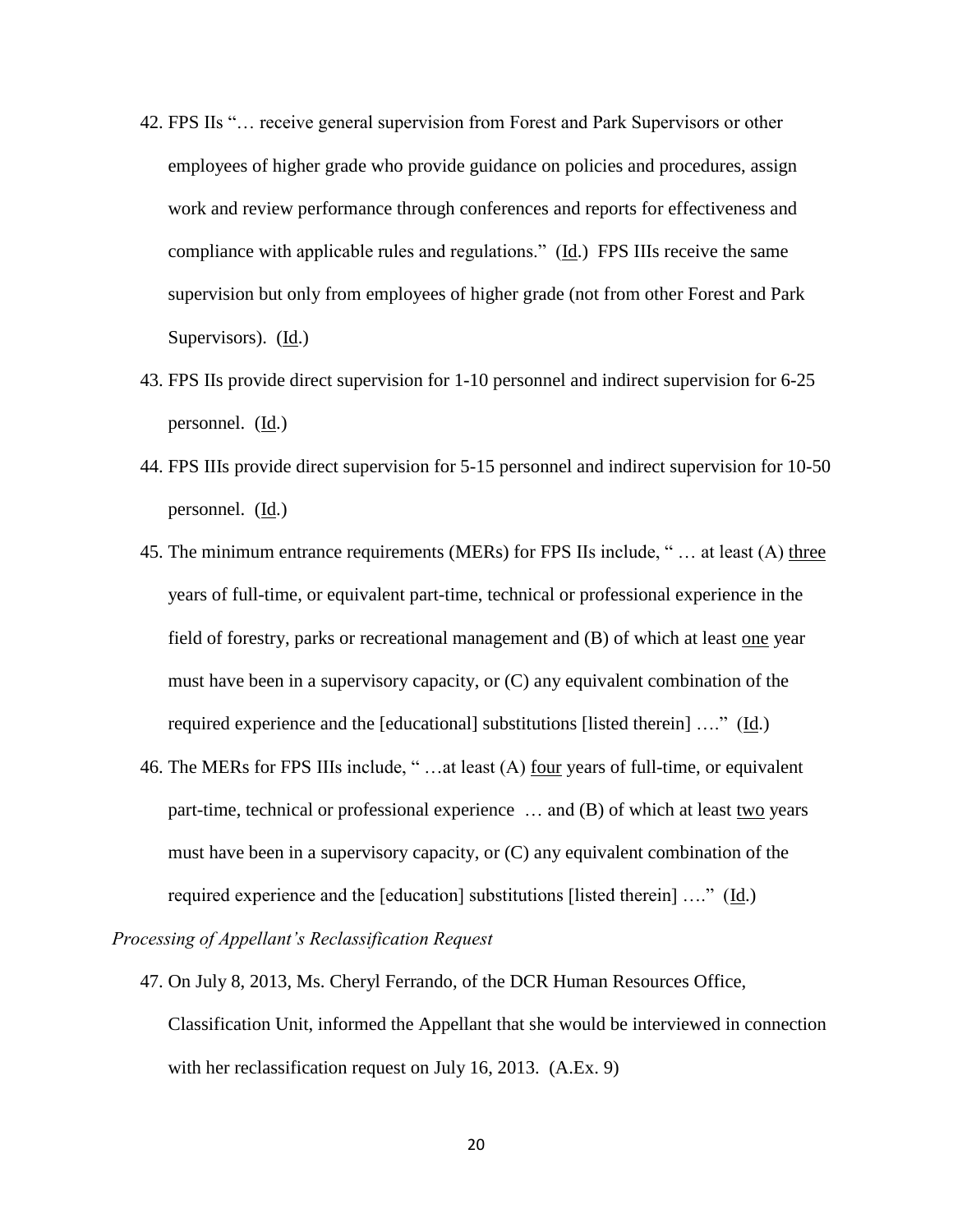42. FPS IIs "… receive general supervision from Forest and Park Supervisors or other employees of higher grade who provide guidance on policies and procedures, assign work and review performance through conferences and reports for effectiveness and compliance with applicable rules and regulations." (Id.) FPS IIIs receive the same supervision but only from employees of higher grade (not from other Forest and Park Supervisors). (Id.)

43. FPS IIs provide direct supervision for 1-10 personnel and indirect supervision for 6-25 personnel. (Id.)

44. FPS IIIs provide direct supervision for 5-15 personnel and indirect supervision for 10-50 personnel. (Id.)

45. The minimum entrance requirements (MERs) for FPS IIs include, " … at least (A) three years of full-time, or equivalent part-time, technical or professional experience in the field of forestry, parks or recreational management and (B) of which at least one year must have been in a supervisory capacity, or (C) any equivalent combination of the required experience and the [educational] substitutions [listed therein] …." (Id.)

46. The MERs for FPS IIIs include, " …at least (A) four years of full-time, or equivalent part-time, technical or professional experience … and (B) of which at least two years must have been in a supervisory capacity, or (C) any equivalent combination of the required experience and the [education] substitutions [listed therein] …." (Id.)

*Processing of Appellant's Reclassification Request*

47. On July 8, 2013, Ms. Cheryl Ferrando, of the DCR Human Resources Office, Classification Unit, informed the Appellant that she would be interviewed in connection with her reclassification request on July 16, 2013. (A.Ex. 9)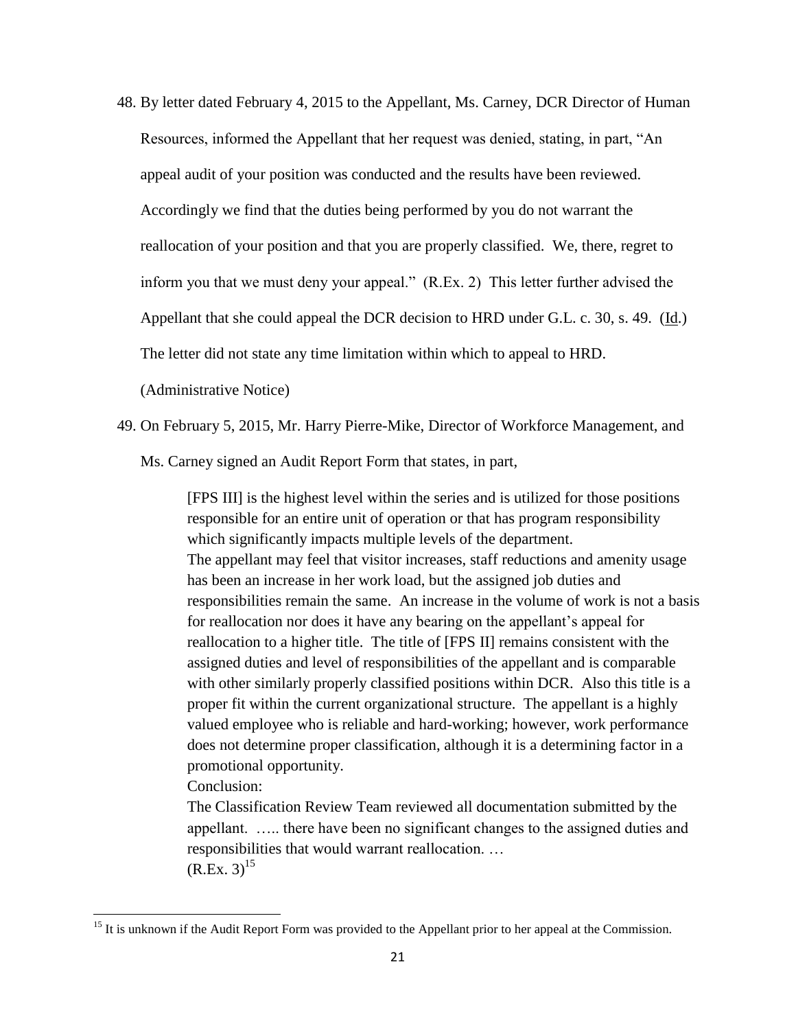48. By letter dated February 4, 2015 to the Appellant, Ms. Carney, DCR Director of Human Resources, informed the Appellant that her request was denied, stating, in part, "An appeal audit of your position was conducted and the results have been reviewed. Accordingly we find that the duties being performed by you do not warrant the reallocation of your position and that you are properly classified. We, there, regret to inform you that we must deny your appeal." (R.Ex. 2) This letter further advised the Appellant that she could appeal the DCR decision to HRD under G.L. c. 30, s. 49. (Id.) The letter did not state any time limitation within which to appeal to HRD. (Administrative Notice)

49. On February 5, 2015, Mr. Harry Pierre-Mike, Director of Workforce Management, and Ms. Carney signed an Audit Report Form that states, in part,

> [FPS III] is the highest level within the series and is utilized for those positions responsible for an entire unit of operation or that has program responsibility which significantly impacts multiple levels of the department.
> The appellant may feel that visitor increases, staff reductions and amenity usage has been an increase in her work load, but the assigned job duties and responsibilities remain the same. An increase in the volume of work is not a basis for reallocation nor does it have any bearing on the appellant's appeal for reallocation to a higher title. The title of [FPS II] remains consistent with the assigned duties and level of responsibilities of the appellant and is comparable with other similarly properly classified positions within DCR. Also this title is a proper fit within the current organizational structure. The appellant is a highly valued employee who is reliable and hard-working; however, work performance does not determine proper classification, although it is a determining factor in a promotional opportunity.
> Conclusion:
> The Classification Review Team reviewed all documentation submitted by the appellant. ….. there have been no significant changes to the assigned duties and responsibilities that would warrant reallocation. …
> (R.Ex. 3)[15]

[15] It is unknown if the Audit Report Form was provided to the Appellant prior to her appeal at the Commission.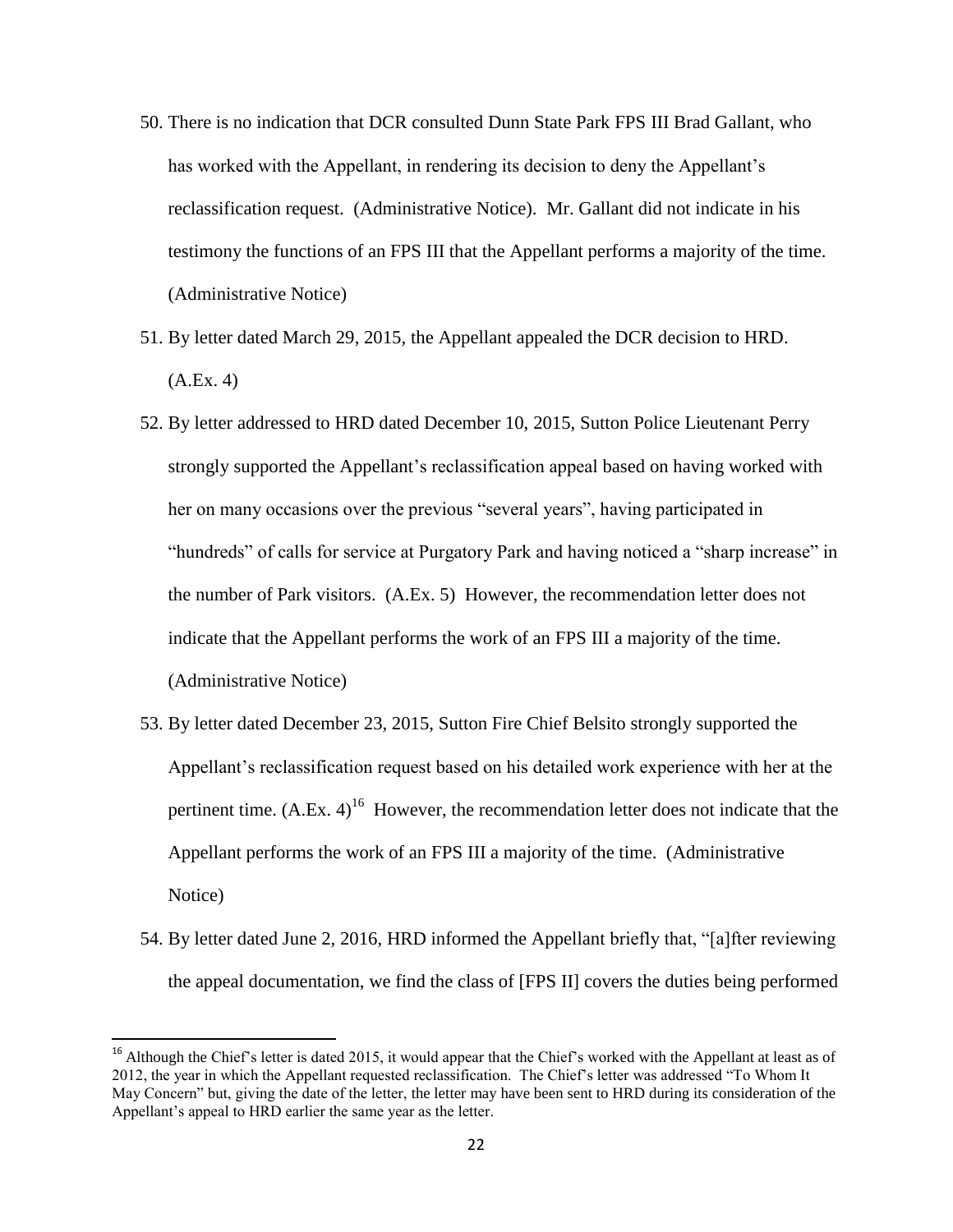50. There is no indication that DCR consulted Dunn State Park FPS III Brad Gallant, who has worked with the Appellant, in rendering its decision to deny the Appellant's reclassification request. (Administrative Notice). Mr. Gallant did not indicate in his testimony the functions of an FPS III that the Appellant performs a majority of the time. (Administrative Notice)

51. By letter dated March 29, 2015, the Appellant appealed the DCR decision to HRD. (A.Ex. 4)

52. By letter addressed to HRD dated December 10, 2015, Sutton Police Lieutenant Perry strongly supported the Appellant's reclassification appeal based on having worked with her on many occasions over the previous "several years", having participated in "hundreds" of calls for service at Purgatory Park and having noticed a "sharp increase" in the number of Park visitors. (A.Ex. 5) However, the recommendation letter does not indicate that the Appellant performs the work of an FPS III a majority of the time. (Administrative Notice)

53. By letter dated December 23, 2015, Sutton Fire Chief Belsito strongly supported the Appellant's reclassification request based on his detailed work experience with her at the pertinent time. (A.Ex. 4)[16] However, the recommendation letter does not indicate that the Appellant performs the work of an FPS III a majority of the time. (Administrative Notice)

54. By letter dated June 2, 2016, HRD informed the Appellant briefly that, "[a]fter reviewing the appeal documentation, we find the class of [FPS II] covers the duties being performed

[16] Although the Chief's letter is dated 2015, it would appear that the Chief's worked with the Appellant at least as of 2012, the year in which the Appellant requested reclassification. The Chief's letter was addressed "To Whom It May Concern" but, giving the date of the letter, the letter may have been sent to HRD during its consideration of the Appellant's appeal to HRD earlier the same year as the letter.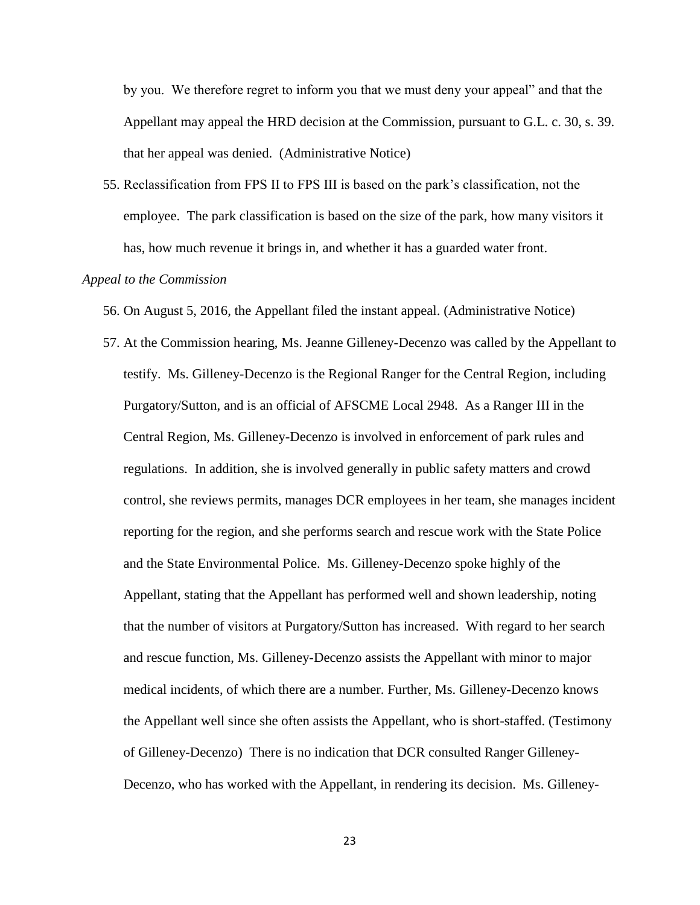by you. We therefore regret to inform you that we must deny your appeal" and that the Appellant may appeal the HRD decision at the Commission, pursuant to G.L. c. 30, s. 39. that her appeal was denied. (Administrative Notice)

55. Reclassification from FPS II to FPS III is based on the park's classification, not the employee. The park classification is based on the size of the park, how many visitors it has, how much revenue it brings in, and whether it has a guarded water front.

*Appeal to the Commission*

56. On August 5, 2016, the Appellant filed the instant appeal. (Administrative Notice)

57. At the Commission hearing, Ms. Jeanne Gilleney-Decenzo was called by the Appellant to testify. Ms. Gilleney-Decenzo is the Regional Ranger for the Central Region, including Purgatory/Sutton, and is an official of AFSCME Local 2948. As a Ranger III in the Central Region, Ms. Gilleney-Decenzo is involved in enforcement of park rules and regulations. In addition, she is involved generally in public safety matters and crowd control, she reviews permits, manages DCR employees in her team, she manages incident reporting for the region, and she performs search and rescue work with the State Police and the State Environmental Police. Ms. Gilleney-Decenzo spoke highly of the Appellant, stating that the Appellant has performed well and shown leadership, noting that the number of visitors at Purgatory/Sutton has increased. With regard to her search and rescue function, Ms. Gilleney-Decenzo assists the Appellant with minor to major medical incidents, of which there are a number. Further, Ms. Gilleney-Decenzo knows the Appellant well since she often assists the Appellant, who is short-staffed. (Testimony of Gilleney-Decenzo) There is no indication that DCR consulted Ranger Gilleney-Decenzo, who has worked with the Appellant, in rendering its decision. Ms. Gilleney-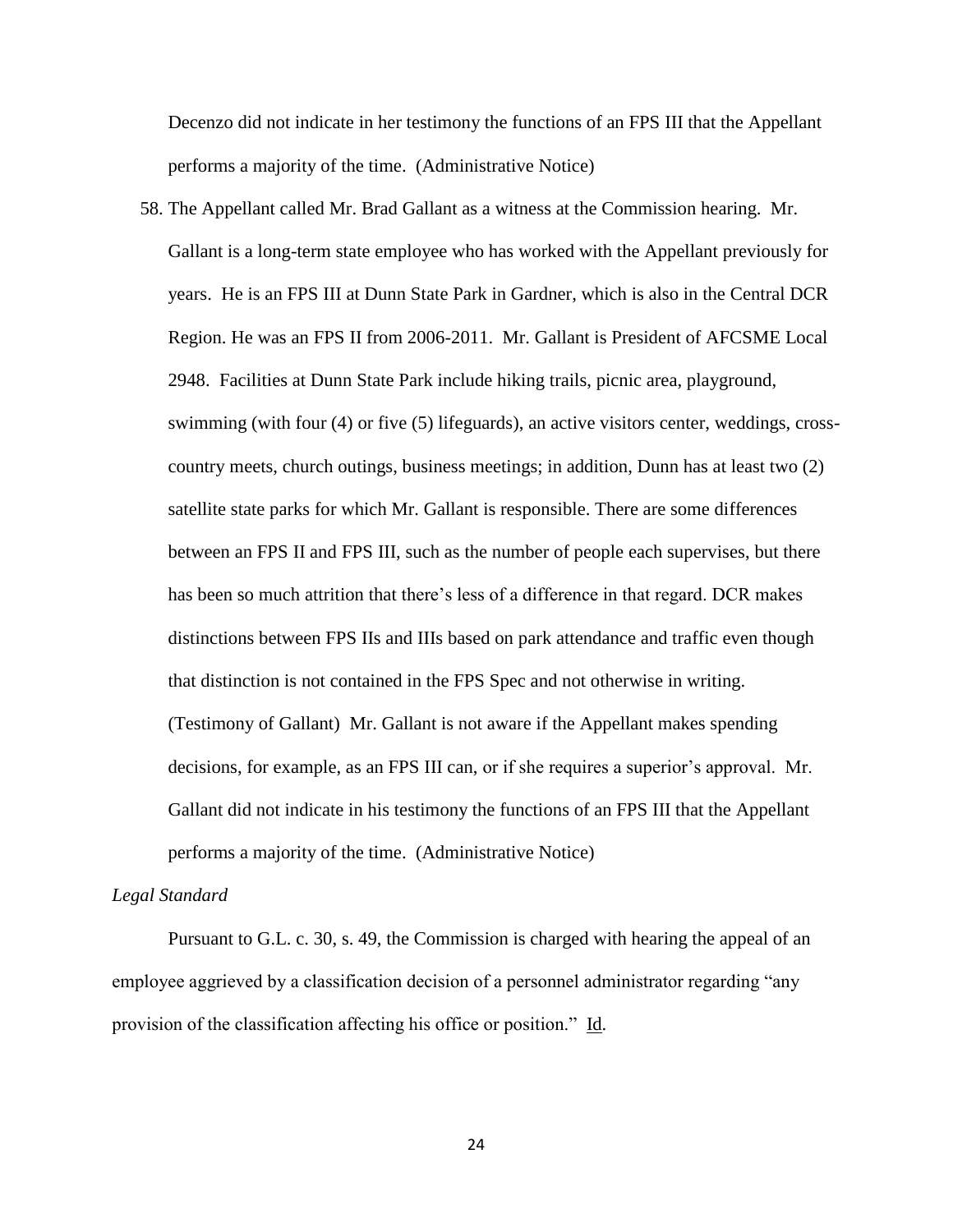Decenzo did not indicate in her testimony the functions of an FPS III that the Appellant performs a majority of the time. (Administrative Notice)

58. The Appellant called Mr. Brad Gallant as a witness at the Commission hearing. Mr. Gallant is a long-term state employee who has worked with the Appellant previously for years. He is an FPS III at Dunn State Park in Gardner, which is also in the Central DCR Region. He was an FPS II from 2006-2011. Mr. Gallant is President of AFCSME Local 2948. Facilities at Dunn State Park include hiking trails, picnic area, playground, swimming (with four (4) or five (5) lifeguards), an active visitors center, weddings, cross-country meets, church outings, business meetings; in addition, Dunn has at least two (2) satellite state parks for which Mr. Gallant is responsible. There are some differences between an FPS II and FPS III, such as the number of people each supervises, but there has been so much attrition that there's less of a difference in that regard. DCR makes distinctions between FPS IIs and IIIs based on park attendance and traffic even though that distinction is not contained in the FPS Spec and not otherwise in writing. (Testimony of Gallant) Mr. Gallant is not aware if the Appellant makes spending decisions, for example, as an FPS III can, or if she requires a superior's approval. Mr. Gallant did not indicate in his testimony the functions of an FPS III that the Appellant performs a majority of the time. (Administrative Notice)

*Legal Standard*

Pursuant to G.L. c. 30, s. 49, the Commission is charged with hearing the appeal of an employee aggrieved by a classification decision of a personnel administrator regarding "any provision of the classification affecting his office or position." Id.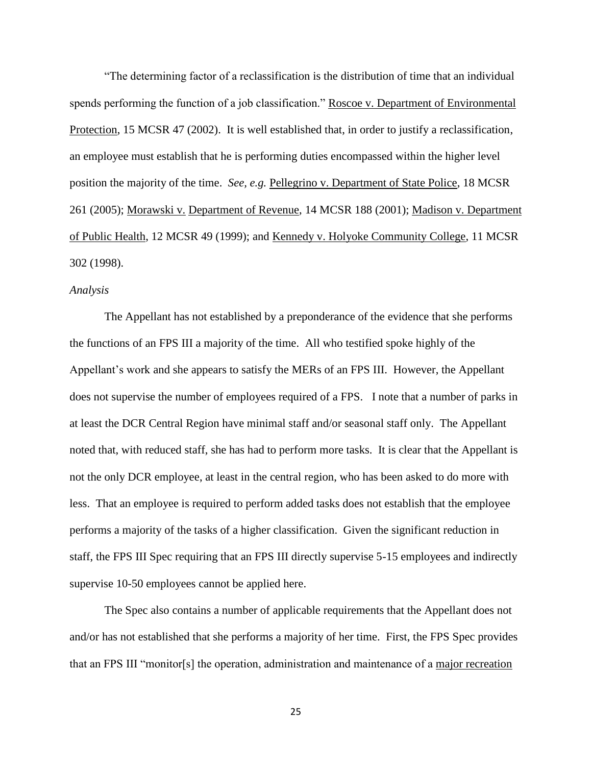"The determining factor of a reclassification is the distribution of time that an individual spends performing the function of a job classification." Roscoe v. Department of Environmental Protection, 15 MCSR 47 (2002). It is well established that, in order to justify a reclassification, an employee must establish that he is performing duties encompassed within the higher level position the majority of the time. *See, e.g.* Pellegrino v. Department of State Police, 18 MCSR 261 (2005); Morawski v. Department of Revenue, 14 MCSR 188 (2001); Madison v. Department of Public Health, 12 MCSR 49 (1999); and Kennedy v. Holyoke Community College, 11 MCSR 302 (1998).

*Analysis*

The Appellant has not established by a preponderance of the evidence that she performs the functions of an FPS III a majority of the time. All who testified spoke highly of the Appellant's work and she appears to satisfy the MERs of an FPS III. However, the Appellant does not supervise the number of employees required of a FPS. I note that a number of parks in at least the DCR Central Region have minimal staff and/or seasonal staff only. The Appellant noted that, with reduced staff, she has had to perform more tasks. It is clear that the Appellant is not the only DCR employee, at least in the central region, who has been asked to do more with less. That an employee is required to perform added tasks does not establish that the employee performs a majority of the tasks of a higher classification. Given the significant reduction in staff, the FPS III Spec requiring that an FPS III directly supervise 5-15 employees and indirectly supervise 10-50 employees cannot be applied here.

The Spec also contains a number of applicable requirements that the Appellant does not and/or has not established that she performs a majority of her time. First, the FPS Spec provides that an FPS III "monitor[s] the operation, administration and maintenance of a major recreation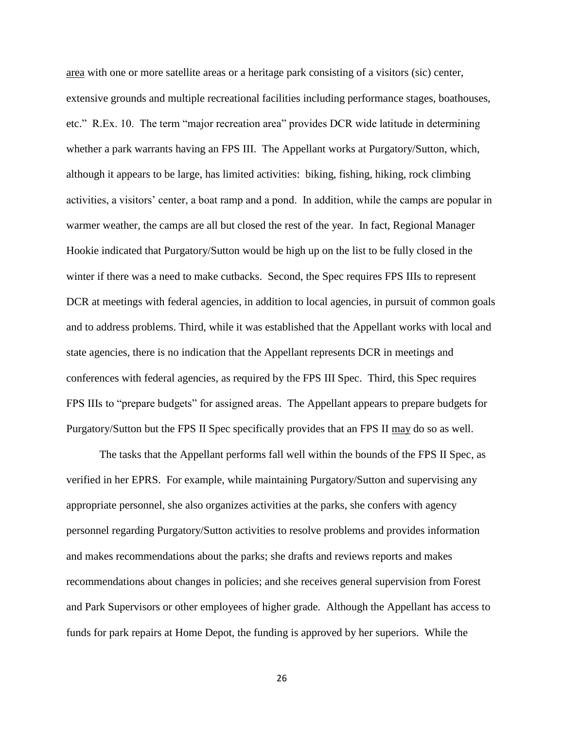<u>area</u> with one or more satellite areas or a heritage park consisting of a visitors (sic) center, extensive grounds and multiple recreational facilities including performance stages, boathouses, etc." R.Ex. 10. The term "major recreation area" provides DCR wide latitude in determining whether a park warrants having an FPS III. The Appellant works at Purgatory/Sutton, which, although it appears to be large, has limited activities: biking, fishing, hiking, rock climbing activities, a visitors' center, a boat ramp and a pond. In addition, while the camps are popular in warmer weather, the camps are all but closed the rest of the year. In fact, Regional Manager Hookie indicated that Purgatory/Sutton would be high up on the list to be fully closed in the winter if there was a need to make cutbacks. Second, the Spec requires FPS IIIs to represent DCR at meetings with federal agencies, in addition to local agencies, in pursuit of common goals and to address problems. Third, while it was established that the Appellant works with local and state agencies, there is no indication that the Appellant represents DCR in meetings and conferences with federal agencies, as required by the FPS III Spec. Third, this Spec requires FPS IIIs to "prepare budgets" for assigned areas. The Appellant appears to prepare budgets for Purgatory/Sutton but the FPS II Spec specifically provides that an FPS II <u>may</u> do so as well.

The tasks that the Appellant performs fall well within the bounds of the FPS II Spec, as verified in her EPRS. For example, while maintaining Purgatory/Sutton and supervising any appropriate personnel, she also organizes activities at the parks, she confers with agency personnel regarding Purgatory/Sutton activities to resolve problems and provides information and makes recommendations about the parks; she drafts and reviews reports and makes recommendations about changes in policies; and she receives general supervision from Forest and Park Supervisors or other employees of higher grade. Although the Appellant has access to funds for park repairs at Home Depot, the funding is approved by her superiors. While the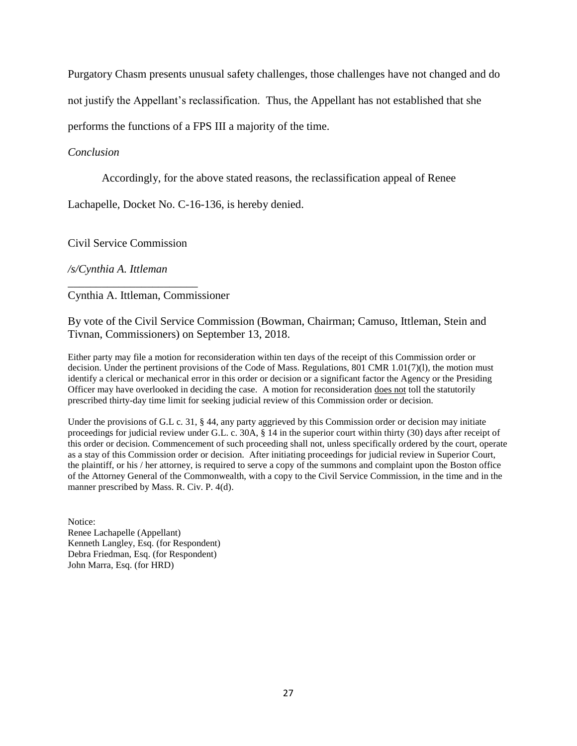Purgatory Chasm presents unusual safety challenges, those challenges have not changed and do not justify the Appellant's reclassification. Thus, the Appellant has not established that she performs the functions of a FPS III a majority of the time.

*Conclusion*

Accordingly, for the above stated reasons, the reclassification appeal of Renee Lachapelle, Docket No. C-16-136, is hereby denied.

Civil Service Commission

*/s/Cynthia A. Ittleman*

\_\_\_\_\_\_\_\_\_\_\_\_\_\_\_\_\_\_\_\_\_\_\_\_

Cynthia A. Ittleman, Commissioner

By vote of the Civil Service Commission (Bowman, Chairman; Camuso, Ittleman, Stein and Tivnan, Commissioners) on September 13, 2018.

Either party may file a motion for reconsideration within ten days of the receipt of this Commission order or decision. Under the pertinent provisions of the Code of Mass. Regulations, 801 CMR 1.01(7)(l), the motion must identify a clerical or mechanical error in this order or decision or a significant factor the Agency or the Presiding Officer may have overlooked in deciding the case. A motion for reconsideration does not toll the statutorily prescribed thirty-day time limit for seeking judicial review of this Commission order or decision.

Under the provisions of G.L c. 31, § 44, any party aggrieved by this Commission order or decision may initiate proceedings for judicial review under G.L. c. 30A, § 14 in the superior court within thirty (30) days after receipt of this order or decision. Commencement of such proceeding shall not, unless specifically ordered by the court, operate as a stay of this Commission order or decision. After initiating proceedings for judicial review in Superior Court, the plaintiff, or his / her attorney, is required to serve a copy of the summons and complaint upon the Boston office of the Attorney General of the Commonwealth, with a copy to the Civil Service Commission, in the time and in the manner prescribed by Mass. R. Civ. P. 4(d).

Notice:
Renee Lachapelle (Appellant)
Kenneth Langley, Esq. (for Respondent)
Debra Friedman, Esq. (for Respondent)
John Marra, Esq. (for HRD)